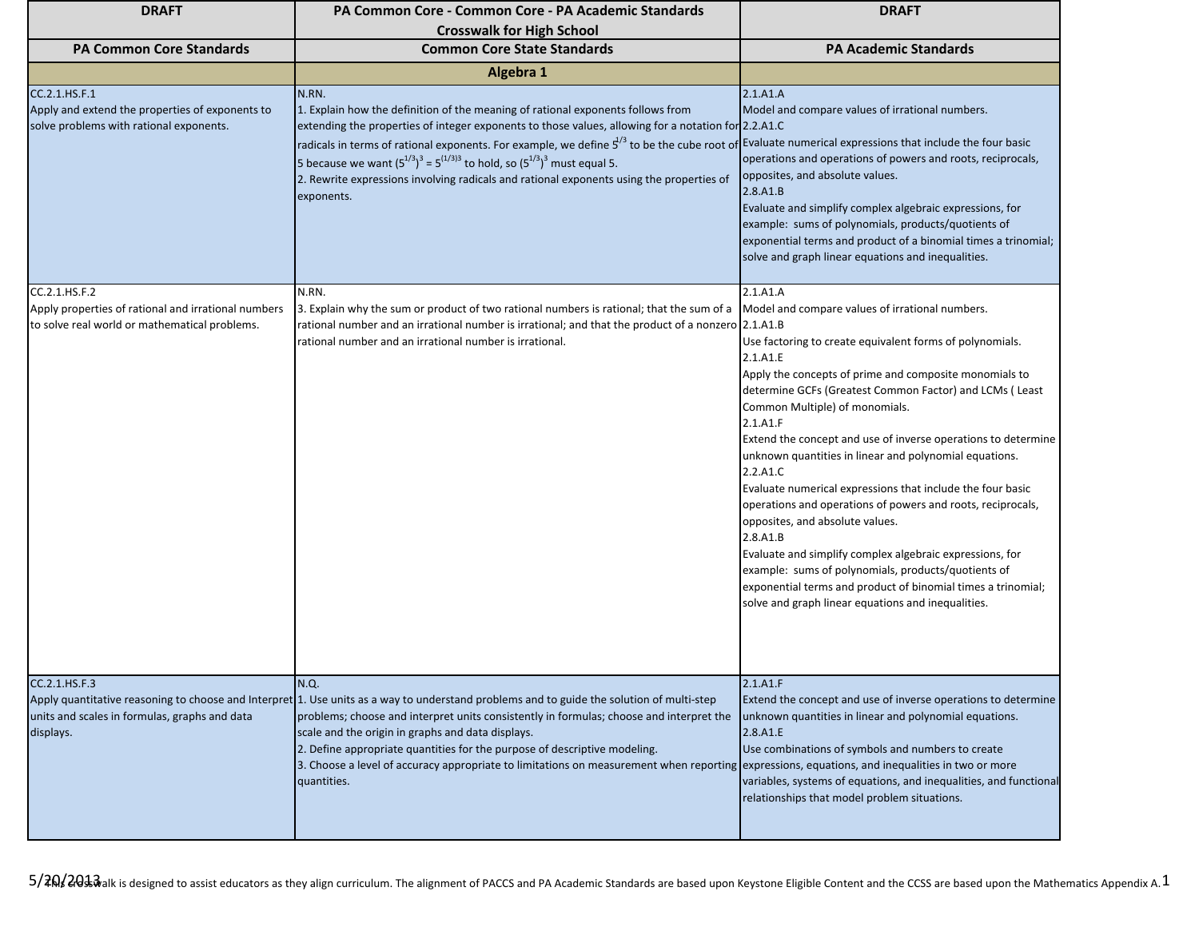| DRAFT | PA Common Core - Common Core - PA Academic Standards Crosswalk for High School | DRAFT |
|---|---|---|
| **PA Common Core Standards** | **Common Core State Standards** | **PA Academic Standards** |
| | **Algebra 1** | |
| CC.2.1.HS.F.1<br>Apply and extend the properties of exponents to solve problems with rational exponents. | N.RN.<br>1. Explain how the definition of the meaning of rational exponents follows from extending the properties of integer exponents to those values, allowing for a notation for radicals in terms of rational exponents. For example, we define $5^{1/3}$ to be the cube root of 5 because we want $(5^{1/3})^3 = 5^{(1/3)3}$ to hold, so $(5^{1/3})^3$ must equal 5.<br>2. Rewrite expressions involving radicals and rational exponents using the properties of exponents. | 2.1.A1.A<br>Model and compare values of irrational numbers.<br>2.2.A1.C<br>Evaluate numerical expressions that include the four basic operations and operations of powers and roots, reciprocals, opposites, and absolute values.<br>2.8.A1.B<br>Evaluate and simplify complex algebraic expressions, for example: sums of polynomials, products/quotients of exponential terms and product of a binomial times a trinomial; solve and graph linear equations and inequalities. |
| CC.2.1.HS.F.2<br>Apply properties of rational and irrational numbers to solve real world or mathematical problems. | N.RN.<br>3. Explain why the sum or product of two rational numbers is rational; that the sum of a rational number and an irrational number is irrational; and that the product of a nonzero rational number and an irrational number is irrational. | 2.1.A1.A<br>Model and compare values of irrational numbers.<br>2.1.A1.B<br>Use factoring to create equivalent forms of polynomials.<br>2.1.A1.E<br>Apply the concepts of prime and composite monomials to determine GCFs (Greatest Common Factor) and LCMs ( Least Common Multiple) of monomials.<br>2.1.A1.F<br>Extend the concept and use of inverse operations to determine unknown quantities in linear and polynomial equations.<br>2.2.A1.C<br>Evaluate numerical expressions that include the four basic operations and operations of powers and roots, reciprocals, opposites, and absolute values.<br>2.8.A1.B<br>Evaluate and simplify complex algebraic expressions, for example: sums of polynomials, products/quotients of exponential terms and product of binomial times a trinomial; solve and graph linear equations and inequalities. |
| CC.2.1.HS.F.3<br>Apply quantitative reasoning to choose and Interpret units and scales in formulas, graphs and data displays. | N.Q.<br>1. Use units as a way to understand problems and to guide the solution of multi-step problems; choose and interpret units consistently in formulas; choose and interpret the scale and the origin in graphs and data displays.<br>2. Define appropriate quantities for the purpose of descriptive modeling.<br>3. Choose a level of accuracy appropriate to limitations on measurement when reporting quantities. | 2.1.A1.F<br>Extend the concept and use of inverse operations to determine unknown quantities in linear and polynomial equations.<br>2.8.A1.E<br>Use combinations of symbols and numbers to create expressions, equations, and inequalities in two or more variables, systems of equations, and inequalities, and functional relationships that model problem situations. |

This crosswalk is designed to assist educators as they align curriculum. The alignment of PACCS and PA Academic Standards are based upon Keystone Eligible Content and the CCSS are based upon the Mathematics Appendix A.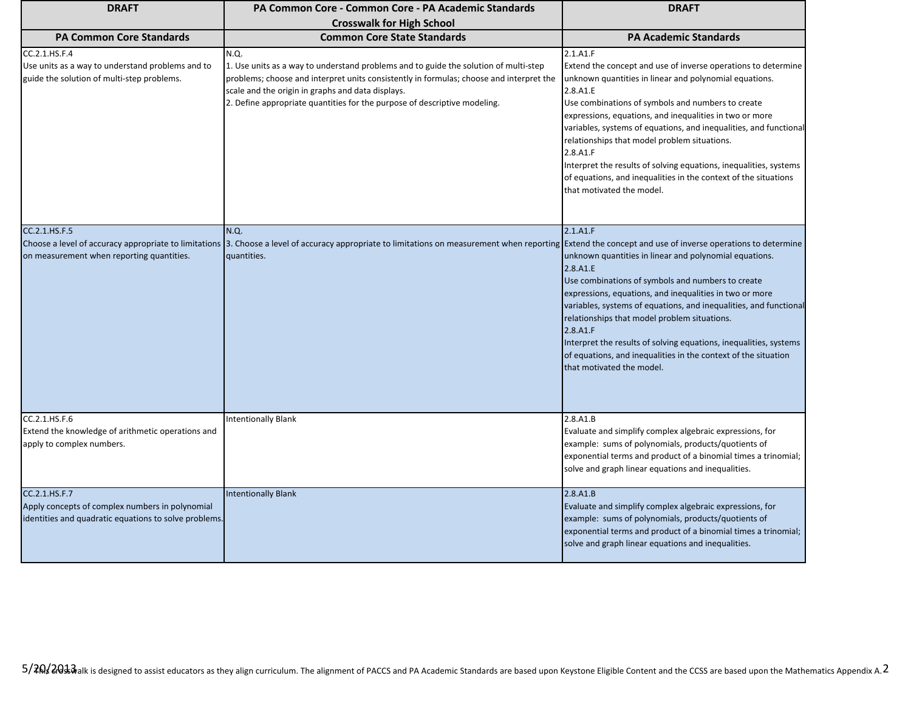| DRAFT | PA Common Core - Common Core - PA Academic Standards Crosswalk for High School | DRAFT |
|---|---|---|
| **PA Common Core Standards** | **Common Core State Standards** | **PA Academic Standards** |
| CC.2.1.HS.F.4<br>Use units as a way to understand problems and to guide the solution of multi-step problems. | N.Q.<br>1. Use units as a way to understand problems and to guide the solution of multi-step problems; choose and interpret units consistently in formulas; choose and interpret the scale and the origin in graphs and data displays.<br>2. Define appropriate quantities for the purpose of descriptive modeling. | 2.1.A1.F<br>Extend the concept and use of inverse operations to determine unknown quantities in linear and polynomial equations.<br>2.8.A1.E<br>Use combinations of symbols and numbers to create expressions, equations, and inequalities in two or more variables, systems of equations, and inequalities, and functional relationships that model problem situations.<br>2.8.A1.F<br>Interpret the results of solving equations, inequalities, systems of equations, and inequalities in the context of the situations that motivated the model. |
| CC.2.1.HS.F.5<br>Choose a level of accuracy appropriate to limitations on measurement when reporting quantities. | N.Q.<br>3. Choose a level of accuracy appropriate to limitations on measurement when reporting quantities. | 2.1.A1.F<br>Extend the concept and use of inverse operations to determine unknown quantities in linear and polynomial equations.<br>2.8.A1.E<br>Use combinations of symbols and numbers to create expressions, equations, and inequalities in two or more variables, systems of equations, and inequalities, and functional relationships that model problem situations.<br>2.8.A1.F<br>Interpret the results of solving equations, inequalities, systems of equations, and inequalities in the context of the situation that motivated the model. |
| CC.2.1.HS.F.6<br>Extend the knowledge of arithmetic operations and apply to complex numbers. | Intentionally Blank | 2.8.A1.B<br>Evaluate and simplify complex algebraic expressions, for example: sums of polynomials, products/quotients of exponential terms and product of a binomial times a trinomial; solve and graph linear equations and inequalities. |
| CC.2.1.HS.F.7<br>Apply concepts of complex numbers in polynomial identities and quadratic equations to solve problems. | Intentionally Blank | 2.8.A1.B<br>Evaluate and simplify complex algebraic expressions, for example: sums of polynomials, products/quotients of exponential terms and product of a binomial times a trinomial; solve and graph linear equations and inequalities. |

5/20/2013

This crosswalk is designed to assist educators as they align curriculum. The alignment of PACCS and PA Academic Standards are based upon Keystone Eligible Content and the CCSS are based upon the Mathematics Appendix A.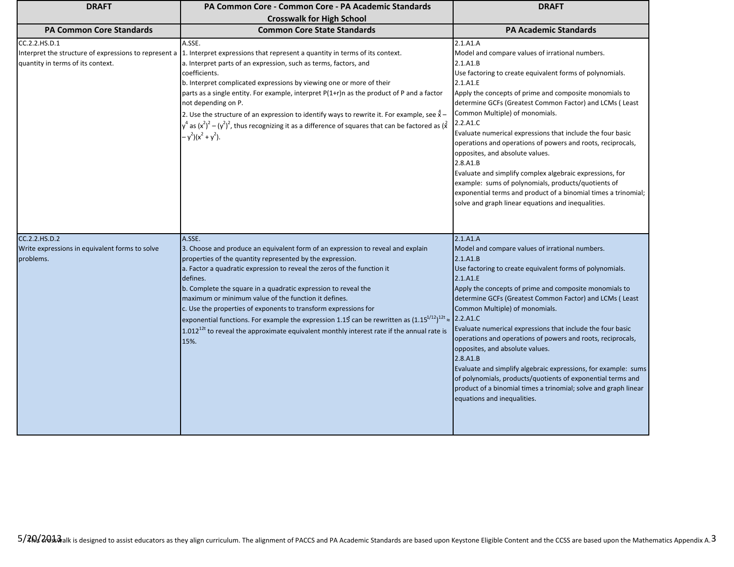| DRAFT | PA Common Core - Common Core - PA Academic Standards Crosswalk for High School | DRAFT |
|---|---|---|
| **PA Common Core Standards** | **Common Core State Standards** | **PA Academic Standards** |
| CC.2.2.HS.D.1<br>Interpret the structure of expressions to represent a quantity in terms of its context. | A.SSE.<br>1. Interpret expressions that represent a quantity in terms of its context.<br>a. Interpret parts of an expression, such as terms, factors, and coefficients.<br>b. Interpret complicated expressions by viewing one or more of their parts as a single entity. For example, interpret $P(1+r)n$ as the product of P and a factor not depending on P.<br>2. Use the structure of an expression to identify ways to rewrite it. For example, see $x^4 - y^4$ as $(x^2)^2 - (y^2)^2$, thus recognizing it as a difference of squares that can be factored as $(x^2 - y^2)(x^2 + y^2)$. | 2.1.A1.A<br>Model and compare values of irrational numbers.<br>2.1.A1.B<br>Use factoring to create equivalent forms of polynomials.<br>2.1.A1.E<br>Apply the concepts of prime and composite monomials to determine GCFs (Greatest Common Factor) and LCMs ( Least Common Multiple) of monomials.<br>2.2.A1.C<br>Evaluate numerical expressions that include the four basic operations and operations of powers and roots, reciprocals, opposites, and absolute values.<br>2.8.A1.B<br>Evaluate and simplify complex algebraic expressions, for example: sums of polynomials, products/quotients of exponential terms and product of a binomial times a trinomial; solve and graph linear equations and inequalities. |
| CC.2.2.HS.D.2<br>Write expressions in equivalent forms to solve problems. | A.SSE.<br>3. Choose and produce an equivalent form of an expression to reveal and explain properties of the quantity represented by the expression.<br>a. Factor a quadratic expression to reveal the zeros of the function it defines.<br>b. Complete the square in a quadratic expression to reveal the maximum or minimum value of the function it defines.<br>c. Use the properties of exponents to transform expressions for exponential functions. For example the expression $1.15^t$ can be rewritten as $(1.15^{1/12})^{12t} \approx 1.012^{12t}$ to reveal the approximate equivalent monthly interest rate if the annual rate is 15%. | 2.1.A1.A<br>Model and compare values of irrational numbers.<br>2.1.A1.B<br>Use factoring to create equivalent forms of polynomials.<br>2.1.A1.E<br>Apply the concepts of prime and composite monomials to determine GCFs (Greatest Common Factor) and LCMs ( Least Common Multiple) of monomials.<br>2.2.A1.C<br>Evaluate numerical expressions that include the four basic operations and operations of powers and roots, reciprocals, opposites, and absolute values.<br>2.8.A1.B<br>Evaluate and simplify algebraic expressions, for example: sums of polynomials, products/quotients of exponential terms and product of a binomial times a trinomial; solve and graph linear equations and inequalities. |

This crosswalk is designed to assist educators as they align curriculum. The alignment of PACCS and PA Academic Standards are based upon Keystone Eligible Content and the CCSS are based upon the Mathematics Appendix A.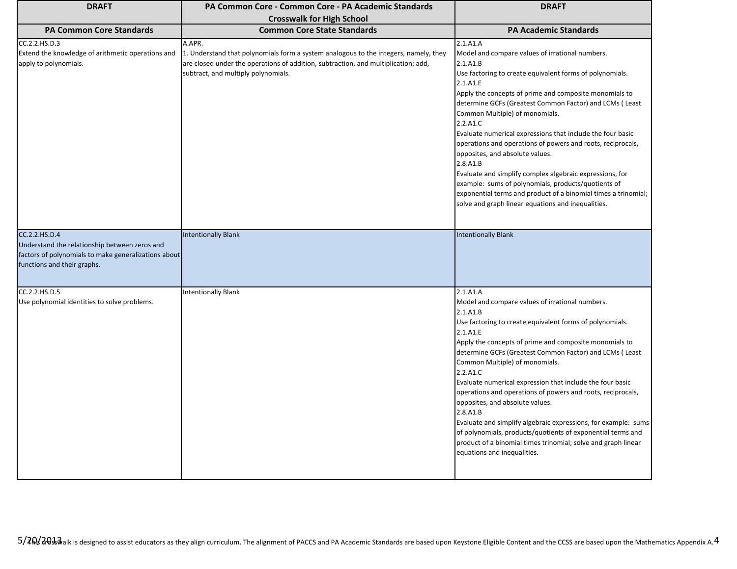| DRAFT | PA Common Core - Common Core - PA Academic Standards Crosswalk for High School | DRAFT |
|---|---|---|
| **PA Common Core Standards** | **Common Core State Standards** | **PA Academic Standards** |
| CC.2.2.HS.D.3<br>Extend the knowledge of arithmetic operations and apply to polynomials. | A.APR.<br>1. Understand that polynomials form a system analogous to the integers, namely, they are closed under the operations of addition, subtraction, and multiplication; add, subtract, and multiply polynomials. | 2.1.A1.A<br>Model and compare values of irrational numbers.<br>2.1.A1.B<br>Use factoring to create equivalent forms of polynomials.<br>2.1.A1.E<br>Apply the concepts of prime and composite monomials to determine GCFs (Greatest Common Factor) and LCMs ( Least Common Multiple) of monomials.<br>2.2.A1.C<br>Evaluate numerical expressions that include the four basic operations and operations of powers and roots, reciprocals, opposites, and absolute values.<br>2.8.A1.B<br>Evaluate and simplify complex algebraic expressions, for example: sums of polynomials, products/quotients of exponential terms and product of a binomial times a trinomial; solve and graph linear equations and inequalities. |
| CC.2.2.HS.D.4<br>Understand the relationship between zeros and factors of polynomials to make generalizations about functions and their graphs. | Intentionally Blank | Intentionally Blank |
| CC.2.2.HS.D.5<br>Use polynomial identities to solve problems. | Intentionally Blank | 2.1.A1.A<br>Model and compare values of irrational numbers.<br>2.1.A1.B<br>Use factoring to create equivalent forms of polynomials.<br>2.1.A1.E<br>Apply the concepts of prime and composite monomials to determine GCFs (Greatest Common Factor) and LCMs ( Least Common Multiple) of monomials.<br>2.2.A1.C<br>Evaluate numerical expression that include the four basic operations and operations of powers and roots, reciprocals, opposites, and absolute values.<br>2.8.A1.B<br>Evaluate and simplify algebraic expressions, for example: sums of polynomials, products/quotients of exponential terms and product of a binomial times trinomial; solve and graph linear equations and inequalities. |

This crosswalk is designed to assist educators as they align curriculum. The alignment of PACCS and PA Academic Standards are based upon Keystone Eligible Content and the CCSS are based upon the Mathematics Appendix A.

5/20/2013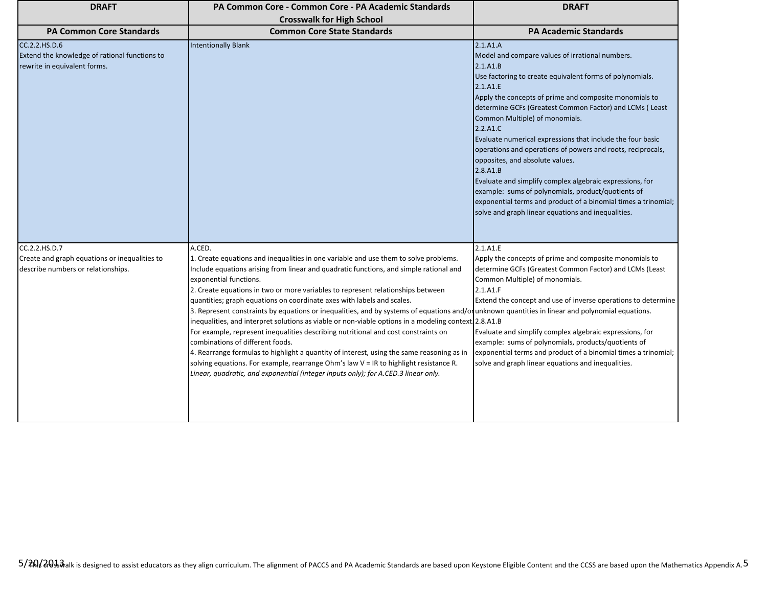| DRAFT | PA Common Core - Common Core - PA Academic Standards Crosswalk for High School | DRAFT |
|---|---|---|
| **PA Common Core Standards** | **Common Core State Standards** | **PA Academic Standards** |
| CC.2.2.HS.D.6<br>Extend the knowledge of rational functions to rewrite in equivalent forms. | Intentionally Blank | 2.1.A1.A<br>Model and compare values of irrational numbers.<br>2.1.A1.B<br>Use factoring to create equivalent forms of polynomials.<br>2.1.A1.E<br>Apply the concepts of prime and composite monomials to determine GCFs (Greatest Common Factor) and LCMs ( Least Common Multiple) of monomials.<br>2.2.A1.C<br>Evaluate numerical expressions that include the four basic operations and operations of powers and roots, reciprocals, opposites, and absolute values.<br>2.8.A1.B<br>Evaluate and simplify complex algebraic expressions, for example: sums of polynomials, product/quotients of exponential terms and product of a binomial times a trinomial; solve and graph linear equations and inequalities. |
| CC.2.2.HS.D.7<br>Create and graph equations or inequalities to describe numbers or relationships. | A.CED.<br>1. Create equations and inequalities in one variable and use them to solve problems. Include equations arising from linear and quadratic functions, and simple rational and exponential functions.<br>2. Create equations in two or more variables to represent relationships between quantities; graph equations on coordinate axes with labels and scales.<br>3. Represent constraints by equations or inequalities, and by systems of equations and/or inequalities, and interpret solutions as viable or non-viable options in a modeling context. For example, represent inequalities describing nutritional and cost constraints on combinations of different foods.<br>4. Rearrange formulas to highlight a quantity of interest, using the same reasoning as in solving equations. For example, rearrange Ohm's law V = IR to highlight resistance R.<br>*Linear, quadratic, and exponential (integer inputs only); for A.CED.3 linear only.* | 2.1.A1.E<br>Apply the concepts of prime and composite monomials to determine GCFs (Greatest Common Factor) and LCMs (Least Common Multiple) of monomials.<br>2.1.A1.F<br>Extend the concept and use of inverse operations to determine unknown quantities in linear and polynomial equations.<br>2.8.A1.B<br>Evaluate and simplify complex algebraic expressions, for example: sums of polynomials, products/quotients of exponential terms and product of a binomial times a trinomial; solve and graph linear equations and inequalities. |

This crosswalk is designed to assist educators as they align curriculum. The alignment of PACCS and PA Academic Standards are based upon Keystone Eligible Content and the CCSS are based upon the Mathematics Appendix A.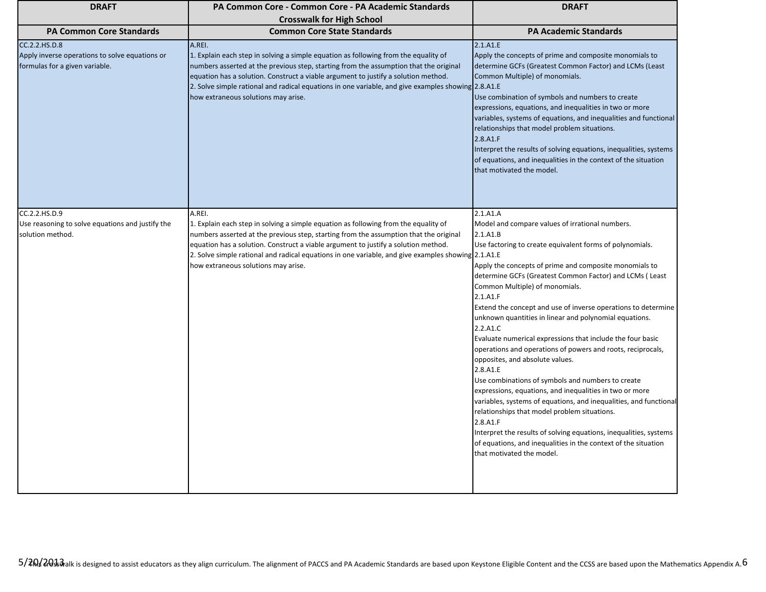| DRAFT | PA Common Core - Common Core - PA Academic Standards Crosswalk for High School | DRAFT |
|---|---|---|
| **PA Common Core Standards** | **Common Core State Standards** | **PA Academic Standards** |
| CC.2.2.HS.D.8<br>Apply inverse operations to solve equations or formulas for a given variable. | A.REI.<br>1. Explain each step in solving a simple equation as following from the equality of numbers asserted at the previous step, starting from the assumption that the original equation has a solution. Construct a viable argument to justify a solution method.<br>2. Solve simple rational and radical equations in one variable, and give examples showing how extraneous solutions may arise. | 2.1.A1.E<br>Apply the concepts of prime and composite monomials to determine GCFs (Greatest Common Factor) and LCMs (Least Common Multiple) of monomials.<br>2.8.A1.E<br>Use combination of symbols and numbers to create expressions, equations, and inequalities in two or more variables, systems of equations, and inequalities and functional relationships that model problem situations.<br>2.8.A1.F<br>Interpret the results of solving equations, inequalities, systems of equations, and inequalities in the context of the situation that motivated the model. |
| CC.2.2.HS.D.9<br>Use reasoning to solve equations and justify the solution method. | A.REI.<br>1. Explain each step in solving a simple equation as following from the equality of numbers asserted at the previous step, starting from the assumption that the original equation has a solution. Construct a viable argument to justify a solution method.<br>2. Solve simple rational and radical equations in one variable, and give examples showing how extraneous solutions may arise. | 2.1.A1.A<br>Model and compare values of irrational numbers.<br>2.1.A1.B<br>Use factoring to create equivalent forms of polynomials.<br>2.1.A1.E<br>Apply the concepts of prime and composite monomials to determine GCFs (Greatest Common Factor) and LCMs ( Least Common Multiple) of monomials.<br>2.1.A1.F<br>Extend the concept and use of inverse operations to determine unknown quantities in linear and polynomial equations.<br>2.2.A1.C<br>Evaluate numerical expressions that include the four basic operations and operations of powers and roots, reciprocals, opposites, and absolute values.<br>2.8.A1.E<br>Use combinations of symbols and numbers to create expressions, equations, and inequalities in two or more variables, systems of equations, and inequalities, and functional relationships that model problem situations.<br>2.8.A1.F<br>Interpret the results of solving equations, inequalities, systems of equations, and inequalities in the context of the situation that motivated the model. |

This crosswalk is designed to assist educators as they align curriculum. The alignment of PACCS and PA Academic Standards are based upon Keystone Eligible Content and the CCSS are based upon the Mathematics Appendix A.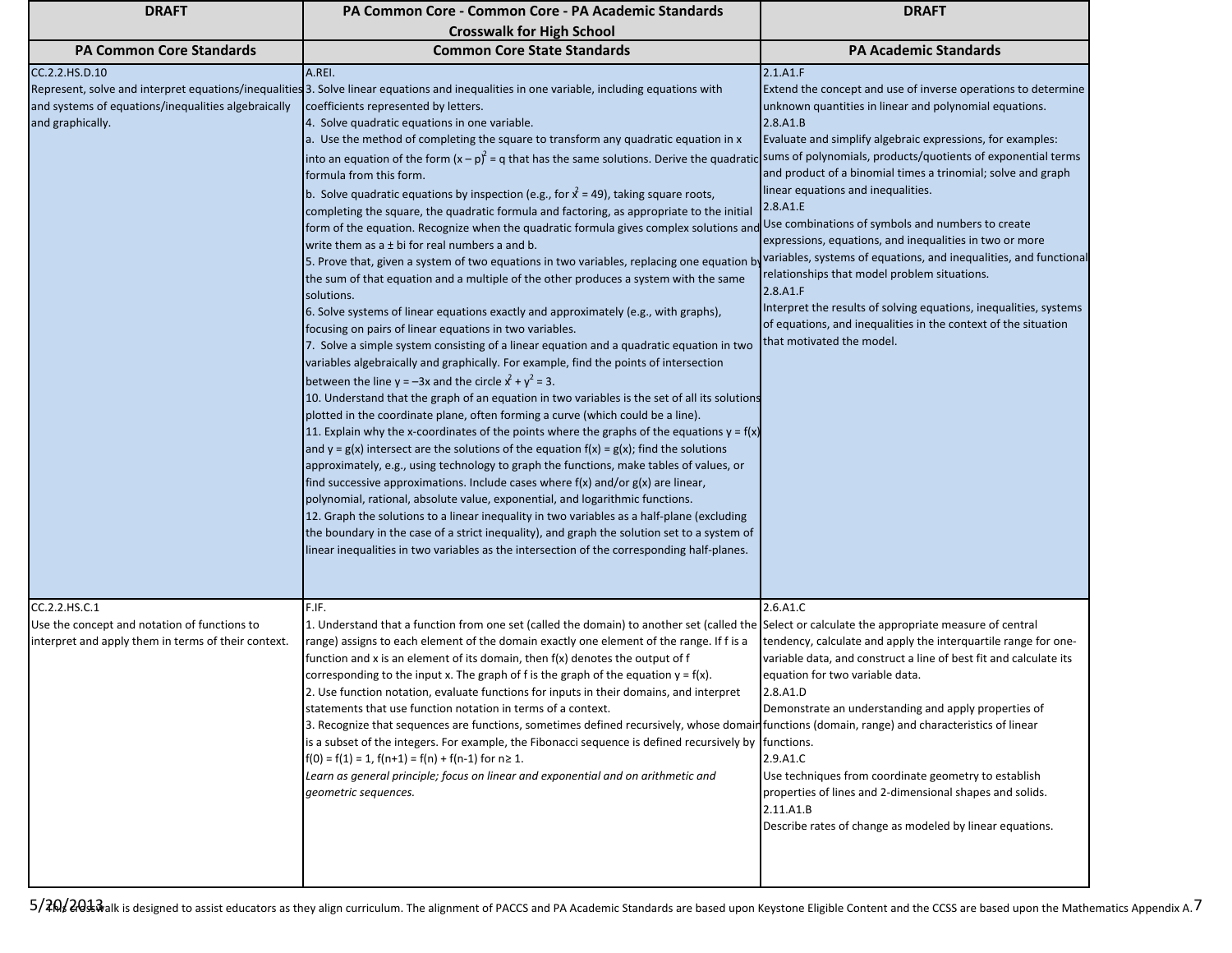| DRAFT | PA Common Core - Common Core - PA Academic Standards Crosswalk for High School | DRAFT |
|---|---|---|
| **PA Common Core Standards** | **Common Core State Standards** | **PA Academic Standards** |
| CC.2.2.HS.D.10<br>Represent, solve and interpret equations/inequalities and systems of equations/inequalities algebraically and graphically. | A.REI.<br>3. Solve linear equations and inequalities in one variable, including equations with coefficients represented by letters.<br>4. Solve quadratic equations in one variable.<br>a. Use the method of completing the square to transform any quadratic equation in x into an equation of the form $(x – p)^2 = q$ that has the same solutions. Derive the quadratic formula from this form.<br>b. Solve quadratic equations by inspection (e.g., for $x^2 = 49$), taking square roots, completing the square, the quadratic formula and factoring, as appropriate to the initial form of the equation. Recognize when the quadratic formula gives complex solutions and write them as $a \pm bi$ for real numbers a and b.<br>5. Prove that, given a system of two equations in two variables, replacing one equation by the sum of that equation and a multiple of the other produces a system with the same solutions.<br>6. Solve systems of linear equations exactly and approximately (e.g., with graphs), focusing on pairs of linear equations in two variables.<br>7. Solve a simple system consisting of a linear equation and a quadratic equation in two variables algebraically and graphically. For example, find the points of intersection between the line $y = –3x$ and the circle $x^2 + y^2 = 3$.<br>10. Understand that the graph of an equation in two variables is the set of all its solutions plotted in the coordinate plane, often forming a curve (which could be a line).<br>11. Explain why the x-coordinates of the points where the graphs of the equations $y = f(x)$ and $y = g(x)$ intersect are the solutions of the equation $f(x) = g(x)$; find the solutions approximately, e.g., using technology to graph the functions, make tables of values, or find successive approximations. Include cases where f(x) and/or g(x) are linear, polynomial, rational, absolute value, exponential, and logarithmic functions.<br>12. Graph the solutions to a linear inequality in two variables as a half-plane (excluding the boundary in the case of a strict inequality), and graph the solution set to a system of linear inequalities in two variables as the intersection of the corresponding half-planes. | 2.1.A1.F<br>Extend the concept and use of inverse operations to determine unknown quantities in linear and polynomial equations.<br>2.8.A1.B<br>Evaluate and simplify algebraic expressions, for examples: sums of polynomials, products/quotients of exponential terms and product of a binomial times a trinomial; solve and graph linear equations and inequalities.<br>2.8.A1.E<br>Use combinations of symbols and numbers to create expressions, equations, and inequalities in two or more variables, systems of equations, and inequalities, and functional relationships that model problem situations.<br>2.8.A1.F<br>Interpret the results of solving equations, inequalities, systems of equations, and inequalities in the context of the situation that motivated the model. |
| CC.2.2.HS.C.1<br>Use the concept and notation of functions to interpret and apply them in terms of their context. | F.IF.<br>1. Understand that a function from one set (called the domain) to another set (called the range) assigns to each element of the domain exactly one element of the range. If f is a function and x is an element of its domain, then f(x) denotes the output of f corresponding to the input x. The graph of f is the graph of the equation $y = f(x)$.<br>2. Use function notation, evaluate functions for inputs in their domains, and interpret statements that use function notation in terms of a context.<br>3. Recognize that sequences are functions, sometimes defined recursively, whose domain is a subset of the integers. For example, the Fibonacci sequence is defined recursively by $f(0) = f(1) = 1$, $f(n+1) = f(n) + f(n-1)$ for $n \geq 1$.<br>*Learn as general principle; focus on linear and exponential and on arithmetic and geometric sequences.* | 2.6.A1.C<br>Select or calculate the appropriate measure of central tendency, calculate and apply the interquartile range for one-variable data, and construct a line of best fit and calculate its equation for two variable data.<br>2.8.A1.D<br>Demonstrate an understanding and apply properties of functions (domain, range) and characteristics of linear functions.<br>2.9.A1.C<br>Use techniques from coordinate geometry to establish properties of lines and 2-dimensional shapes and solids.<br>2.11.A1.B<br>Describe rates of change as modeled by linear equations. |

5/20/2013

This crosswalk is designed to assist educators as they align curriculum. The alignment of PACCS and PA Academic Standards are based upon Keystone Eligible Content and the CCSS are based upon the Mathematics Appendix A.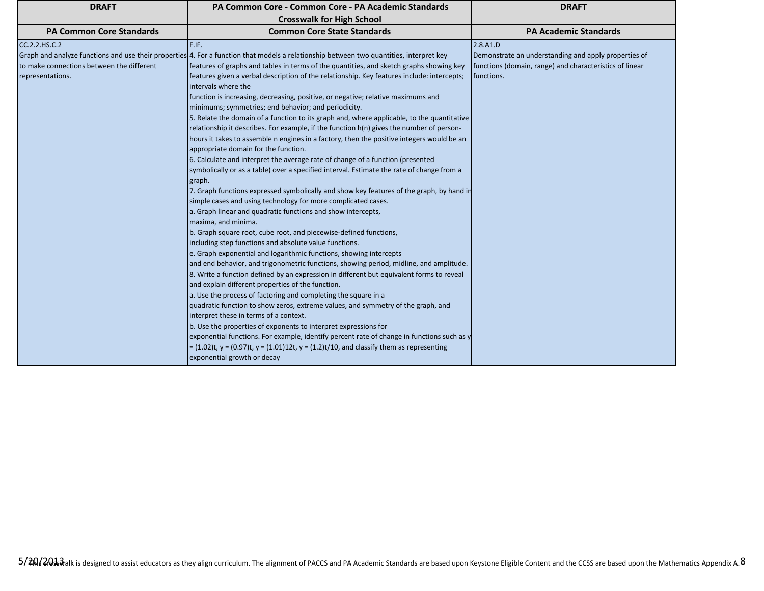| DRAFT | PA Common Core - Common Core - PA Academic Standards Crosswalk for High School | DRAFT |
|---|---|---|
| **PA Common Core Standards** | **Common Core State Standards** | **PA Academic Standards** |
| CC.2.2.HS.C.2<br>Graph and analyze functions and use their properties to make connections between the different representations. | F.IF.<br>4. For a function that models a relationship between two quantities, interpret key features of graphs and tables in terms of the quantities, and sketch graphs showing key features given a verbal description of the relationship. Key features include: intercepts; intervals where the function is increasing, decreasing, positive, or negative; relative maximums and minimums; symmetries; end behavior; and periodicity.<br>5. Relate the domain of a function to its graph and, where applicable, to the quantitative relationship it describes. For example, if the function h(n) gives the number of person-hours it takes to assemble n engines in a factory, then the positive integers would be an appropriate domain for the function.<br>6. Calculate and interpret the average rate of change of a function (presented symbolically or as a table) over a specified interval. Estimate the rate of change from a graph.<br>7. Graph functions expressed symbolically and show key features of the graph, by hand in simple cases and using technology for more complicated cases.<br>a. Graph linear and quadratic functions and show intercepts, maxima, and minima.<br>b. Graph square root, cube root, and piecewise-defined functions, including step functions and absolute value functions.<br>e. Graph exponential and logarithmic functions, showing intercepts and end behavior, and trigonometric functions, showing period, midline, and amplitude.<br>8. Write a function defined by an expression in different but equivalent forms to reveal and explain different properties of the function.<br>a. Use the process of factoring and completing the square in a quadratic function to show zeros, extreme values, and symmetry of the graph, and interpret these in terms of a context.<br>b. Use the properties of exponents to interpret expressions for exponential functions. For example, identify percent rate of change in functions such as $y = (1.02)^t$, $y = (0.97)^t$, $y = (1.01)^{12t}$, $y = (1.2)^{t/10}$, and classify them as representing exponential growth or decay | 2.8.A1.D<br>Demonstrate an understanding and apply properties of functions (domain, range) and characteristics of linear functions. |

5/20/2013

This crosswalk is designed to assist educators as they align curriculum. The alignment of PACCS and PA Academic Standards are based upon Keystone Eligible Content and the CCSS are based upon the Mathematics Appendix A.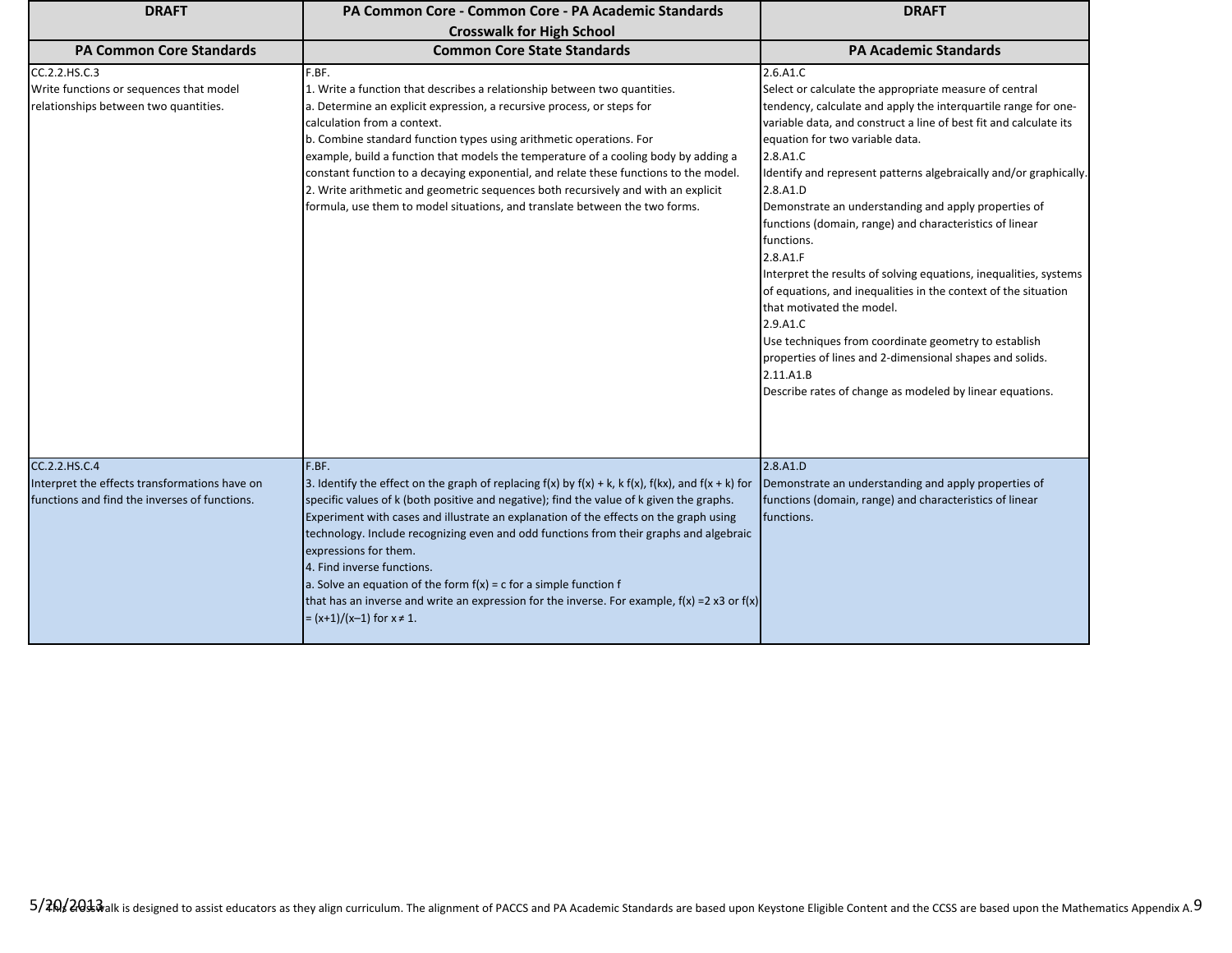| DRAFT | PA Common Core - Common Core - PA Academic Standards Crosswalk for High School | DRAFT |
|---|---|---|
| **PA Common Core Standards** | **Common Core State Standards** | **PA Academic Standards** |
| CC.2.2.HS.C.3<br>Write functions or sequences that model relationships between two quantities. | F.BF.<br>1. Write a function that describes a relationship between two quantities.<br>a. Determine an explicit expression, a recursive process, or steps for calculation from a context.<br>b. Combine standard function types using arithmetic operations. For example, build a function that models the temperature of a cooling body by adding a constant function to a decaying exponential, and relate these functions to the model.<br>2. Write arithmetic and geometric sequences both recursively and with an explicit formula, use them to model situations, and translate between the two forms. | 2.6.A1.C<br>Select or calculate the appropriate measure of central tendency, calculate and apply the interquartile range for one-variable data, and construct a line of best fit and calculate its equation for two variable data.<br>2.8.A1.C<br>Identify and represent patterns algebraically and/or graphically.<br>2.8.A1.D<br>Demonstrate an understanding and apply properties of functions (domain, range) and characteristics of linear functions.<br>2.8.A1.F<br>Interpret the results of solving equations, inequalities, systems of equations, and inequalities in the context of the situation that motivated the model.<br>2.9.A1.C<br>Use techniques from coordinate geometry to establish properties of lines and 2-dimensional shapes and solids.<br>2.11.A1.B<br>Describe rates of change as modeled by linear equations. |
| CC.2.2.HS.C.4<br>Interpret the effects transformations have on functions and find the inverses of functions. | F.BF.<br>3. Identify the effect on the graph of replacing $f(x)$ by $f(x) + k$, $k f(x)$, $f(kx)$, and $f(x + k)$ for specific values of k (both positive and negative); find the value of k given the graphs. Experiment with cases and illustrate an explanation of the effects on the graph using technology. Include recognizing even and odd functions from their graphs and algebraic expressions for them.<br>4. Find inverse functions.<br>a. Solve an equation of the form $f(x) = c$ for a simple function f that has an inverse and write an expression for the inverse. For example, $f(x) = 2x^3$ or $f(x) = (x+1)/(x-1)$ for $x \neq 1$. | 2.8.A1.D<br>Demonstrate an understanding and apply properties of functions (domain, range) and characteristics of linear functions. |

This crosswalk is designed to assist educators as they align curriculum. The alignment of PACCS and PA Academic Standards are based upon Keystone Eligible Content and the CCSS are based upon the Mathematics Appendix A.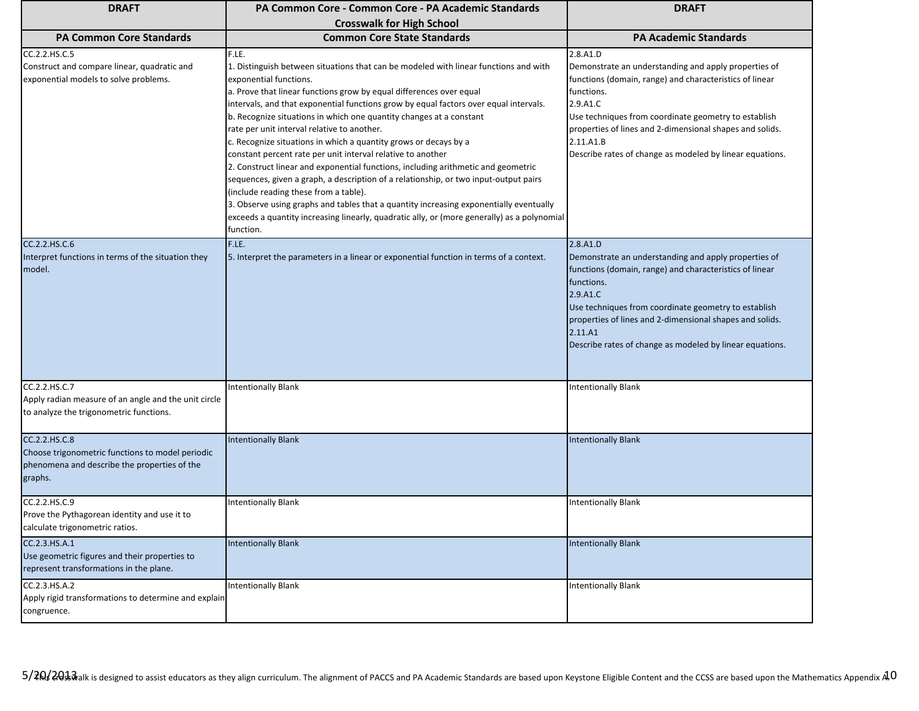| DRAFT | PA Common Core - Common Core - PA Academic Standards Crosswalk for High School | DRAFT |
|---|---|---|
| **PA Common Core Standards** | **Common Core State Standards** | **PA Academic Standards** |
| CC.2.2.HS.C.5<br>Construct and compare linear, quadratic and exponential models to solve problems. | F.LE.<br>1. Distinguish between situations that can be modeled with linear functions and with exponential functions.<br>a. Prove that linear functions grow by equal differences over equal intervals, and that exponential functions grow by equal factors over equal intervals.<br>b. Recognize situations in which one quantity changes at a constant rate per unit interval relative to another.<br>c. Recognize situations in which a quantity grows or decays by a constant percent rate per unit interval relative to another<br>2. Construct linear and exponential functions, including arithmetic and geometric sequences, given a graph, a description of a relationship, or two input-output pairs (include reading these from a table).<br>3. Observe using graphs and tables that a quantity increasing exponentially eventually exceeds a quantity increasing linearly, quadratic ally, or (more generally) as a polynomial function. | 2.8.A1.D<br>Demonstrate an understanding and apply properties of functions (domain, range) and characteristics of linear functions.<br>2.9.A1.C<br>Use techniques from coordinate geometry to establish properties of lines and 2-dimensional shapes and solids.<br>2.11.A1.B<br>Describe rates of change as modeled by linear equations. |
| CC.2.2.HS.C.6<br>Interpret functions in terms of the situation they model. | F.LE.<br>5. Interpret the parameters in a linear or exponential function in terms of a context. | 2.8.A1.D<br>Demonstrate an understanding and apply properties of functions (domain, range) and characteristics of linear functions.<br>2.9.A1.C<br>Use techniques from coordinate geometry to establish properties of lines and 2-dimensional shapes and solids.<br>2.11.A1<br>Describe rates of change as modeled by linear equations. |
| CC.2.2.HS.C.7<br>Apply radian measure of an angle and the unit circle to analyze the trigonometric functions. | Intentionally Blank | Intentionally Blank |
| CC.2.2.HS.C.8<br>Choose trigonometric functions to model periodic phenomena and describe the properties of the graphs. | Intentionally Blank | Intentionally Blank |
| CC.2.2.HS.C.9<br>Prove the Pythagorean identity and use it to calculate trigonometric ratios. | Intentionally Blank | Intentionally Blank |
| CC.2.3.HS.A.1<br>Use geometric figures and their properties to represent transformations in the plane. | Intentionally Blank | Intentionally Blank |
| CC.2.3.HS.A.2<br>Apply rigid transformations to determine and explain congruence. | Intentionally Blank | Intentionally Blank |

This crosswalk is designed to assist educators as they align curriculum. The alignment of PACCS and PA Academic Standards are based upon Keystone Eligible Content and the CCSS are based upon the Mathematics Appendix A.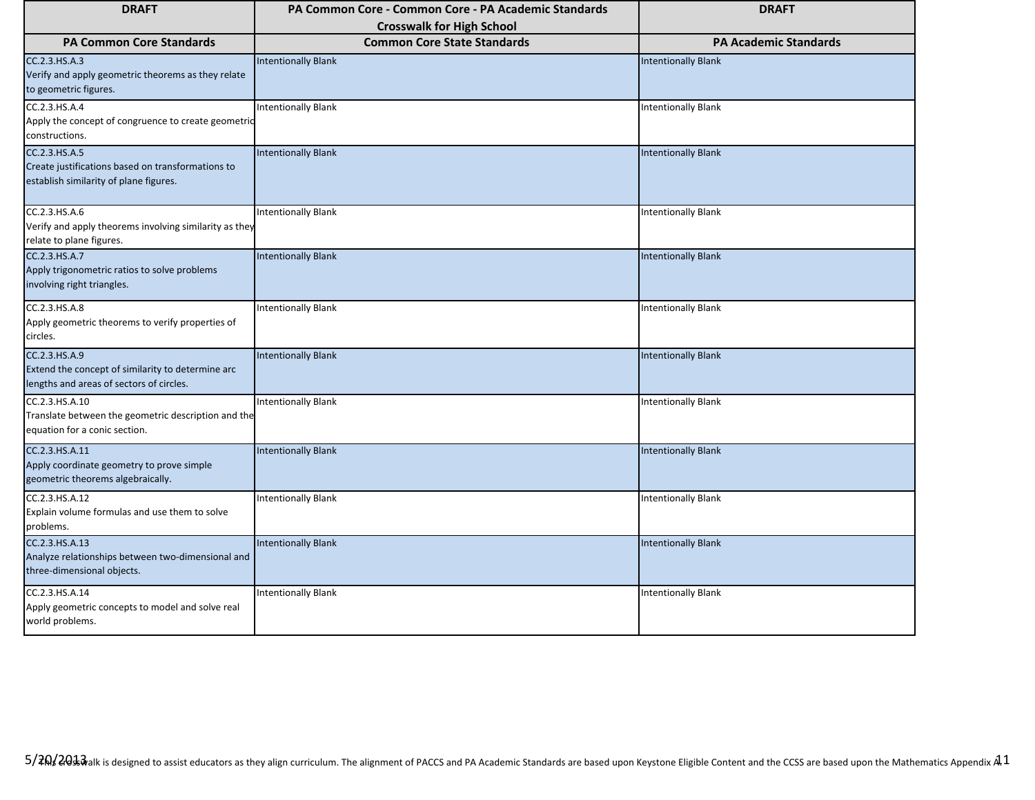| DRAFT | PA Common Core - Common Core - PA Academic Standards Crosswalk for High School | DRAFT |
|---|---|---|
| **PA Common Core Standards** | **Common Core State Standards** | **PA Academic Standards** |
| CC.2.3.HS.A.3 Verify and apply geometric theorems as they relate to geometric figures. | Intentionally Blank | Intentionally Blank |
| CC.2.3.HS.A.4 Apply the concept of congruence to create geometric constructions. | Intentionally Blank | Intentionally Blank |
| CC.2.3.HS.A.5 Create justifications based on transformations to establish similarity of plane figures. | Intentionally Blank | Intentionally Blank |
| CC.2.3.HS.A.6 Verify and apply theorems involving similarity as they relate to plane figures. | Intentionally Blank | Intentionally Blank |
| CC.2.3.HS.A.7 Apply trigonometric ratios to solve problems involving right triangles. | Intentionally Blank | Intentionally Blank |
| CC.2.3.HS.A.8 Apply geometric theorems to verify properties of circles. | Intentionally Blank | Intentionally Blank |
| CC.2.3.HS.A.9 Extend the concept of similarity to determine arc lengths and areas of sectors of circles. | Intentionally Blank | Intentionally Blank |
| CC.2.3.HS.A.10 Translate between the geometric description and the equation for a conic section. | Intentionally Blank | Intentionally Blank |
| CC.2.3.HS.A.11 Apply coordinate geometry to prove simple geometric theorems algebraically. | Intentionally Blank | Intentionally Blank |
| CC.2.3.HS.A.12 Explain volume formulas and use them to solve problems. | Intentionally Blank | Intentionally Blank |
| CC.2.3.HS.A.13 Analyze relationships between two-dimensional and three-dimensional objects. | Intentionally Blank | Intentionally Blank |
| CC.2.3.HS.A.14 Apply geometric concepts to model and solve real world problems. | Intentionally Blank | Intentionally Blank |

5/20/2013

This crosswalk is designed to assist educators as they align curriculum. The alignment of PACCS and PA Academic Standards are based upon Keystone Eligible Content and the CCSS are based upon the Mathematics Appendix A.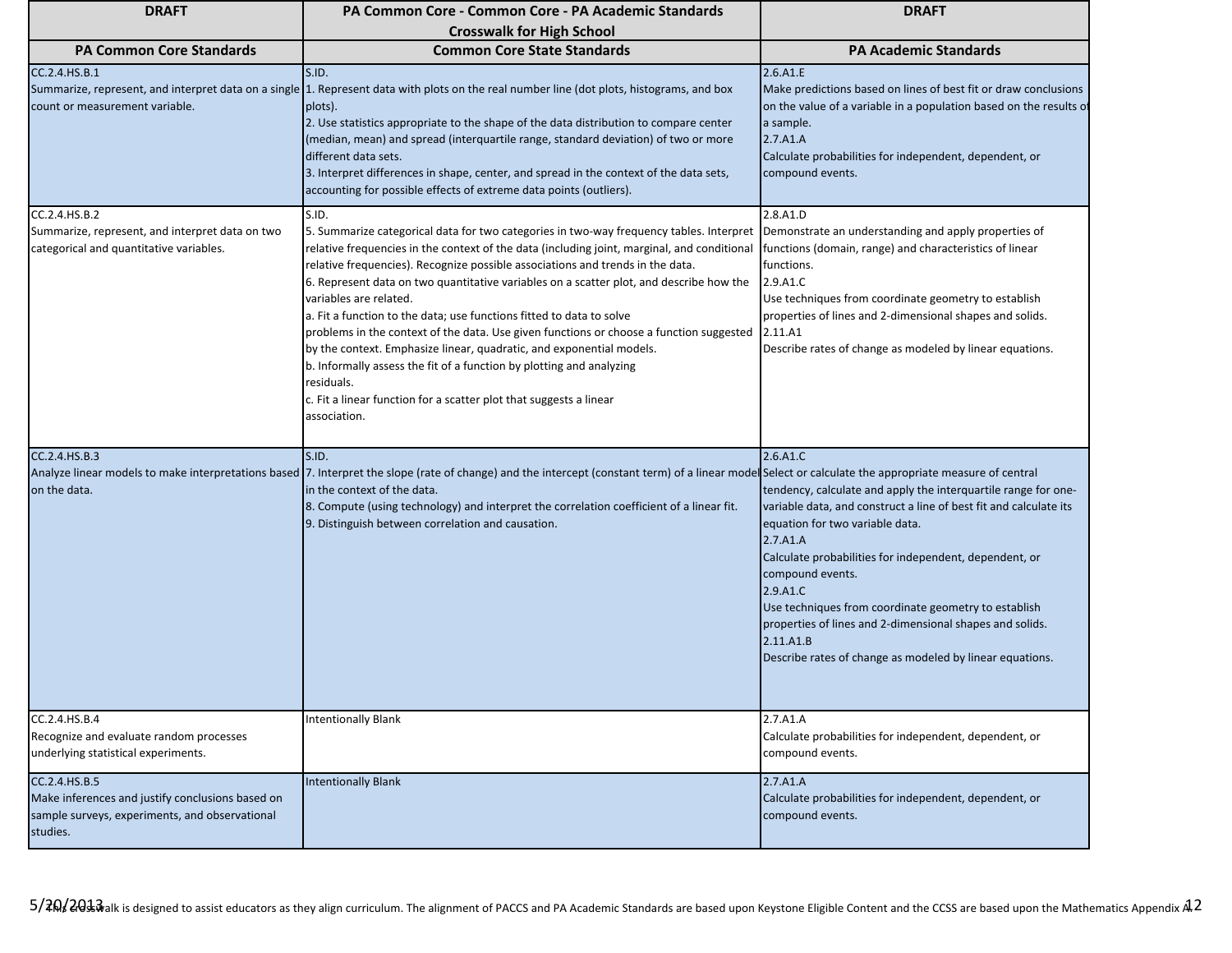| DRAFT | PA Common Core - Common Core - PA Academic Standards Crosswalk for High School | DRAFT |
|---|---|---|
| **PA Common Core Standards** | **Common Core State Standards** | **PA Academic Standards** |
| CC.2.4.HS.B.1<br>Summarize, represent, and interpret data on a single count or measurement variable. | S.ID.<br>1. Represent data with plots on the real number line (dot plots, histograms, and box plots).<br>2. Use statistics appropriate to the shape of the data distribution to compare center (median, mean) and spread (interquartile range, standard deviation) of two or more different data sets.<br>3. Interpret differences in shape, center, and spread in the context of the data sets, accounting for possible effects of extreme data points (outliers). | 2.6.A1.E<br>Make predictions based on lines of best fit or draw conclusions on the value of a variable in a population based on the results of a sample.<br>2.7.A1.A<br>Calculate probabilities for independent, dependent, or compound events. |
| CC.2.4.HS.B.2<br>Summarize, represent, and interpret data on two categorical and quantitative variables. | S.ID.<br>5. Summarize categorical data for two categories in two-way frequency tables. Interpret relative frequencies in the context of the data (including joint, marginal, and conditional relative frequencies). Recognize possible associations and trends in the data.<br>6. Represent data on two quantitative variables on a scatter plot, and describe how the variables are related.<br>a. Fit a function to the data; use functions fitted to data to solve problems in the context of the data. Use given functions or choose a function suggested by the context. Emphasize linear, quadratic, and exponential models.<br>b. Informally assess the fit of a function by plotting and analyzing residuals.<br>c. Fit a linear function for a scatter plot that suggests a linear association. | 2.8.A1.D<br>Demonstrate an understanding and apply properties of functions (domain, range) and characteristics of linear functions.<br>2.9.A1.C<br>Use techniques from coordinate geometry to establish properties of lines and 2-dimensional shapes and solids.<br>2.11.A1<br>Describe rates of change as modeled by linear equations. |
| CC.2.4.HS.B.3<br>Analyze linear models to make interpretations based on the data. | S.ID.<br>7. Interpret the slope (rate of change) and the intercept (constant term) of a linear model in the context of the data.<br>8. Compute (using technology) and interpret the correlation coefficient of a linear fit.<br>9. Distinguish between correlation and causation. | 2.6.A1.C<br>Select or calculate the appropriate measure of central tendency, calculate and apply the interquartile range for one-variable data, and construct a line of best fit and calculate its equation for two variable data.<br>2.7.A1.A<br>Calculate probabilities for independent, dependent, or compound events.<br>2.9.A1.C<br>Use techniques from coordinate geometry to establish properties of lines and 2-dimensional shapes and solids.<br>2.11.A1.B<br>Describe rates of change as modeled by linear equations. |
| CC.2.4.HS.B.4<br>Recognize and evaluate random processes underlying statistical experiments. | Intentionally Blank | 2.7.A1.A<br>Calculate probabilities for independent, dependent, or compound events. |
| CC.2.4.HS.B.5<br>Make inferences and justify conclusions based on sample surveys, experiments, and observational studies. | Intentionally Blank | 2.7.A1.A<br>Calculate probabilities for independent, dependent, or compound events. |

This crosswalk is designed to assist educators as they align curriculum. The alignment of PACCS and PA Academic Standards are based upon Keystone Eligible Content and the CCSS are based upon the Mathematics Appendix A.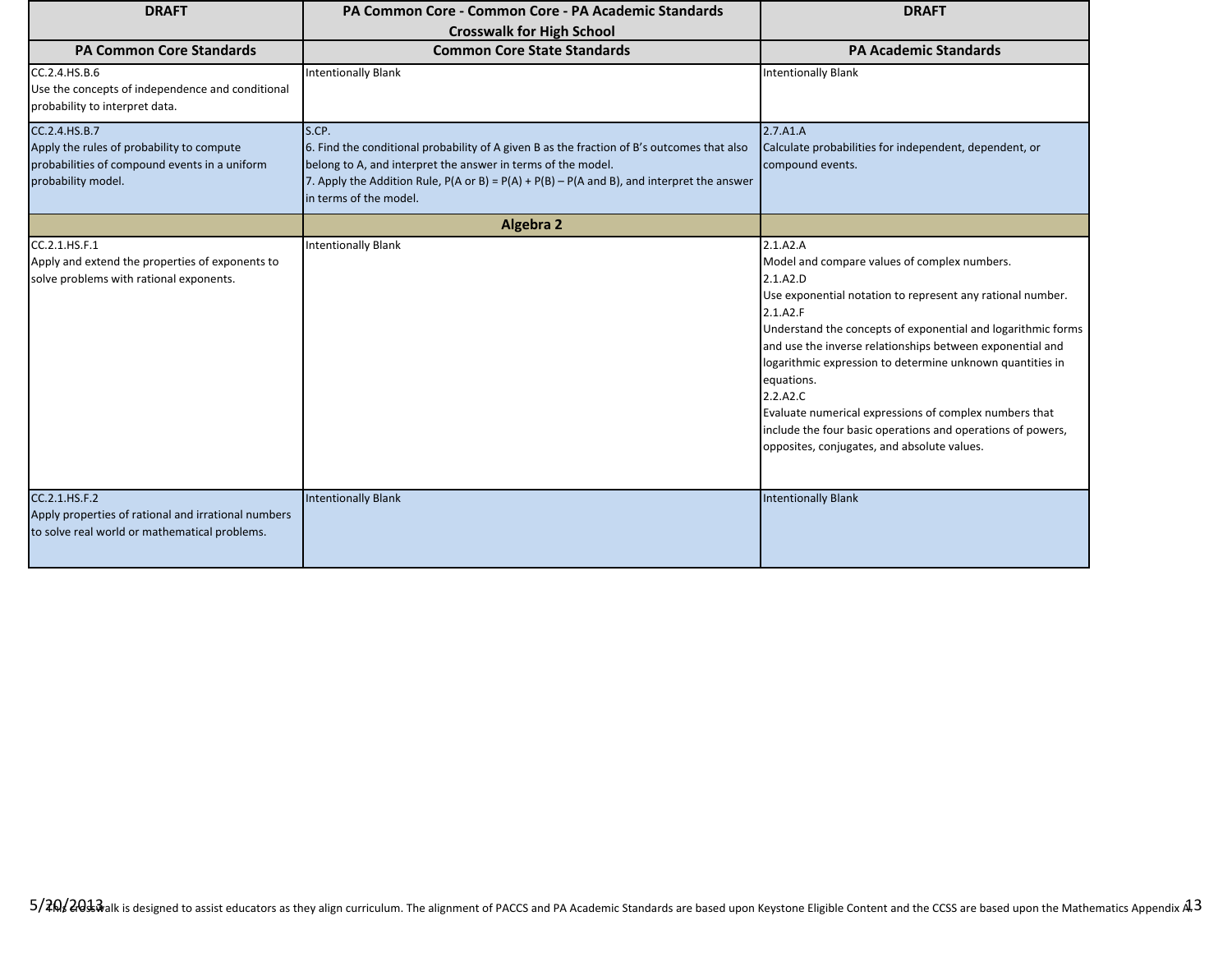| DRAFT | PA Common Core - Common Core - PA Academic Standards Crosswalk for High School | DRAFT |
|---|---|---|
| **PA Common Core Standards** | **Common Core State Standards** | **PA Academic Standards** |
| CC.2.4.HS.B.6<br>Use the concepts of independence and conditional probability to interpret data. | Intentionally Blank | Intentionally Blank |
| CC.2.4.HS.B.7<br>Apply the rules of probability to compute probabilities of compound events in a uniform probability model. | S.CP.<br>6. Find the conditional probability of A given B as the fraction of B's outcomes that also belong to A, and interpret the answer in terms of the model.<br>7. Apply the Addition Rule, P(A or B) = P(A) + P(B) – P(A and B), and interpret the answer in terms of the model. | 2.7.A1.A<br>Calculate probabilities for independent, dependent, or compound events. |
| | **Algebra 2** | |
| CC.2.1.HS.F.1<br>Apply and extend the properties of exponents to solve problems with rational exponents. | Intentionally Blank | 2.1.A2.A<br>Model and compare values of complex numbers.<br>2.1.A2.D<br>Use exponential notation to represent any rational number.<br>2.1.A2.F<br>Understand the concepts of exponential and logarithmic forms and use the inverse relationships between exponential and logarithmic expression to determine unknown quantities in equations.<br>2.2.A2.C<br>Evaluate numerical expressions of complex numbers that include the four basic operations and operations of powers, opposites, conjugates, and absolute values. |
| CC.2.1.HS.F.2<br>Apply properties of rational and irrational numbers to solve real world or mathematical problems. | Intentionally Blank | Intentionally Blank |

This crosswalk is designed to assist educators as they align curriculum. The alignment of PACCS and PA Academic Standards are based upon Keystone Eligible Content and the CCSS are based upon the Mathematics Appendix A.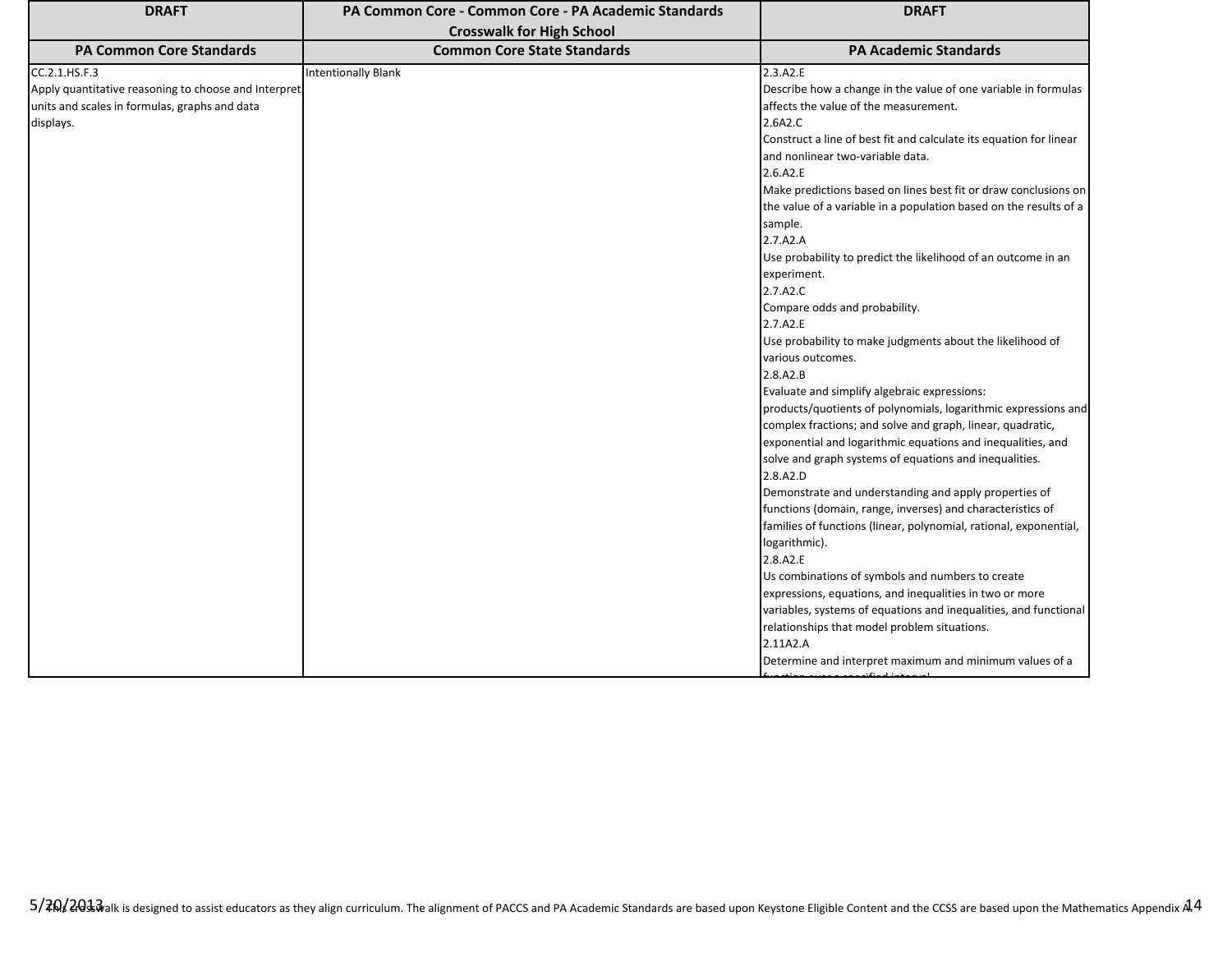| DRAFT | PA Common Core - Common Core - PA Academic Standards Crosswalk for High School | DRAFT |
|---|---|---|
| **PA Common Core Standards** | **Common Core State Standards** | **PA Academic Standards** |
| CC.2.1.HS.F.3<br>Apply quantitative reasoning to choose and Interpret units and scales in formulas, graphs and data displays. | Intentionally Blank | 2.3.A2.E<br>Describe how a change in the value of one variable in formulas affects the value of the measurement.<br>2.6A2.C<br>Construct a line of best fit and calculate its equation for linear and nonlinear two-variable data.<br>2.6.A2.E<br>Make predictions based on lines best fit or draw conclusions on the value of a variable in a population based on the results of a sample.<br>2.7.A2.A<br>Use probability to predict the likelihood of an outcome in an experiment.<br>2.7.A2.C<br>Compare odds and probability.<br>2.7.A2.E<br>Use probability to make judgments about the likelihood of various outcomes.<br>2.8.A2.B<br>Evaluate and simplify algebraic expressions: products/quotients of polynomials, logarithmic expressions and complex fractions; and solve and graph, linear, quadratic, exponential and logarithmic equations and inequalities, and solve and graph systems of equations and inequalities.<br>2.8.A2.D<br>Demonstrate and understanding and apply properties of functions (domain, range, inverses) and characteristics of families of functions (linear, polynomial, rational, exponential, logarithmic).<br>2.8.A2.E<br>Us combinations of symbols and numbers to create expressions, equations, and inequalities in two or more variables, systems of equations and inequalities, and functional relationships that model problem situations.<br>2.11A2.A<br>Determine and interpret maximum and minimum values of a function over a specified interval. |

This crosswalk is designed to assist educators as they align curriculum. The alignment of PACCS and PA Academic Standards are based upon Keystone Eligible Content and the CCSS are based upon the Mathematics Appendix A.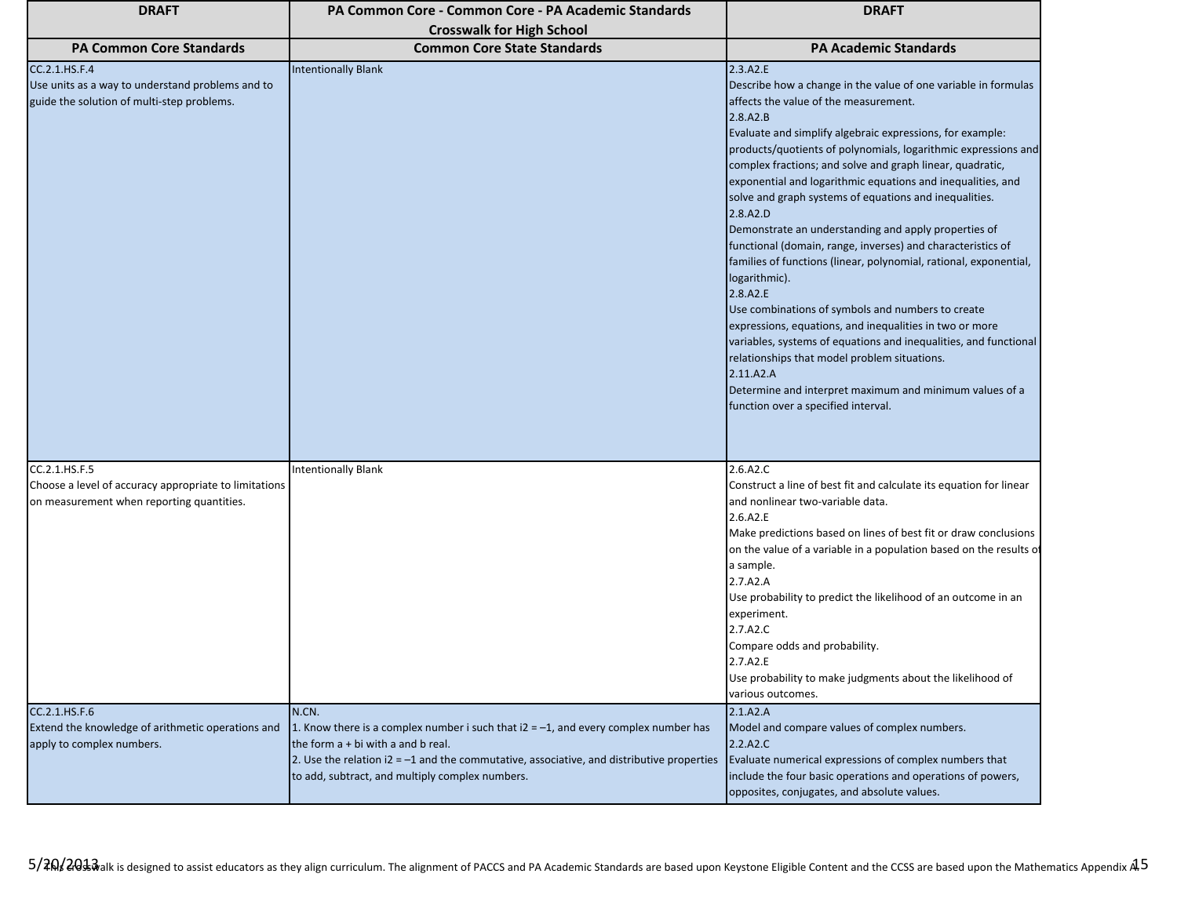| DRAFT | PA Common Core - Common Core - PA Academic Standards Crosswalk for High School | DRAFT |
|---|---|---|
| **PA Common Core Standards** | **Common Core State Standards** | **PA Academic Standards** |
| CC.2.1.HS.F.4<br>Use units as a way to understand problems and to guide the solution of multi-step problems. | Intentionally Blank | 2.3.A2.E<br>Describe how a change in the value of one variable in formulas affects the value of the measurement.<br>2.8.A2.B<br>Evaluate and simplify algebraic expressions, for example: products/quotients of polynomials, logarithmic expressions and complex fractions; and solve and graph linear, quadratic, exponential and logarithmic equations and inequalities, and solve and graph systems of equations and inequalities.<br>2.8.A2.D<br>Demonstrate an understanding and apply properties of functional (domain, range, inverses) and characteristics of families of functions (linear, polynomial, rational, exponential, logarithmic).<br>2.8.A2.E<br>Use combinations of symbols and numbers to create expressions, equations, and inequalities in two or more variables, systems of equations and inequalities, and functional relationships that model problem situations.<br>2.11.A2.A<br>Determine and interpret maximum and minimum values of a function over a specified interval. |
| CC.2.1.HS.F.5<br>Choose a level of accuracy appropriate to limitations on measurement when reporting quantities. | Intentionally Blank | 2.6.A2.C<br>Construct a line of best fit and calculate its equation for linear and nonlinear two-variable data.<br>2.6.A2.E<br>Make predictions based on lines of best fit or draw conclusions on the value of a variable in a population based on the results of a sample.<br>2.7.A2.A<br>Use probability to predict the likelihood of an outcome in an experiment.<br>2.7.A2.C<br>Compare odds and probability.<br>2.7.A2.E<br>Use probability to make judgments about the likelihood of various outcomes. |
| CC.2.1.HS.F.6<br>Extend the knowledge of arithmetic operations and apply to complex numbers. | N.CN.<br>1. Know there is a complex number i such that $i^2 = -1$, and every complex number has the form a + bi with a and b real.<br>2. Use the relation $i^2 = -1$ and the commutative, associative, and distributive properties to add, subtract, and multiply complex numbers. | 2.1.A2.A<br>Model and compare values of complex numbers.<br>2.2.A2.C<br>Evaluate numerical expressions of complex numbers that include the four basic operations and operations of powers, opposites, conjugates, and absolute values. |

This crosswalk is designed to assist educators as they align curriculum. The alignment of PACCS and PA Academic Standards are based upon Keystone Eligible Content and the CCSS are based upon the Mathematics Appendix A.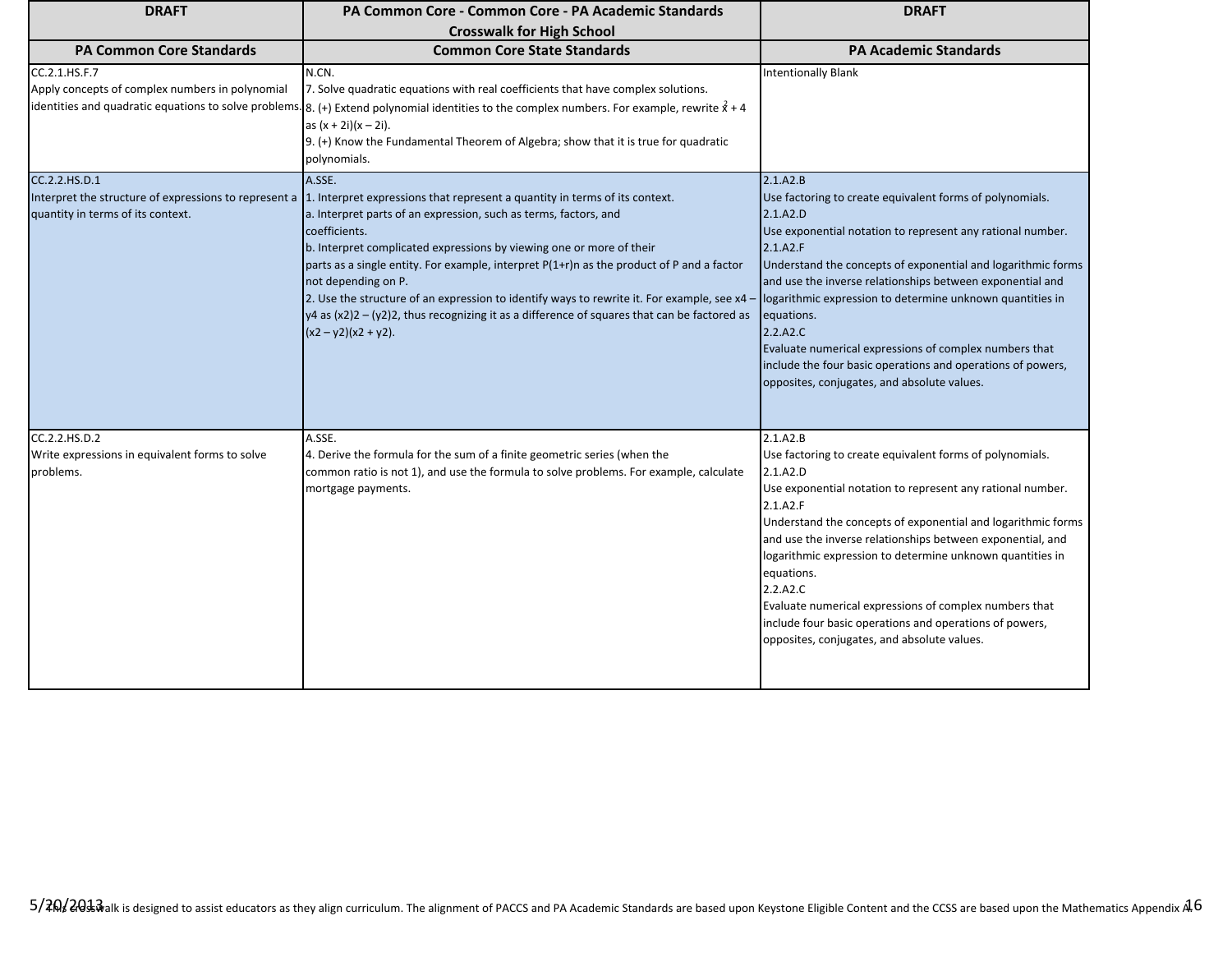| DRAFT | PA Common Core - Common Core - PA Academic Standards Crosswalk for High School | DRAFT |
|---|---|---|
| **PA Common Core Standards** | **Common Core State Standards** | **PA Academic Standards** |
| CC.2.1.HS.F.7<br>Apply concepts of complex numbers in polynomial identities and quadratic equations to solve problems. | N.CN.<br>7. Solve quadratic equations with real coefficients that have complex solutions.<br>8. (+) Extend polynomial identities to the complex numbers. For example, rewrite $x^2 + 4$ as $(x + 2i)(x – 2i)$.<br>9. (+) Know the Fundamental Theorem of Algebra; show that it is true for quadratic polynomials. | Intentionally Blank |
| CC.2.2.HS.D.1<br>Interpret the structure of expressions to represent a quantity in terms of its context. | A.SSE.<br>1. Interpret expressions that represent a quantity in terms of its context.<br>a. Interpret parts of an expression, such as terms, factors, and coefficients.<br>b. Interpret complicated expressions by viewing one or more of their parts as a single entity. For example, interpret P(1+r)n as the product of P and a factor not depending on P.<br>2. Use the structure of an expression to identify ways to rewrite it. For example, see x4 – y4 as (x2)2 – (y2)2, thus recognizing it as a difference of squares that can be factored as (x2 – y2)(x2 + y2). | 2.1.A2.B<br>Use factoring to create equivalent forms of polynomials.<br>2.1.A2.D<br>Use exponential notation to represent any rational number.<br>2.1.A2.F<br>Understand the concepts of exponential and logarithmic forms and use the inverse relationships between exponential and logarithmic expression to determine unknown quantities in equations.<br>2.2.A2.C<br>Evaluate numerical expressions of complex numbers that include the four basic operations and operations of powers, opposites, conjugates, and absolute values. |
| CC.2.2.HS.D.2<br>Write expressions in equivalent forms to solve problems. | A.SSE.<br>4. Derive the formula for the sum of a finite geometric series (when the common ratio is not 1), and use the formula to solve problems. For example, calculate mortgage payments. | 2.1.A2.B<br>Use factoring to create equivalent forms of polynomials.<br>2.1.A2.D<br>Use exponential notation to represent any rational number.<br>2.1.A2.F<br>Understand the concepts of exponential and logarithmic forms and use the inverse relationships between exponential, and logarithmic expression to determine unknown quantities in equations.<br>2.2.A2.C<br>Evaluate numerical expressions of complex numbers that include four basic operations and operations of powers, opposites, conjugates, and absolute values. |

This crosswalk is designed to assist educators as they align curriculum. The alignment of PACCS and PA Academic Standards are based upon Keystone Eligible Content and the CCSS are based upon the Mathematics Appendix A.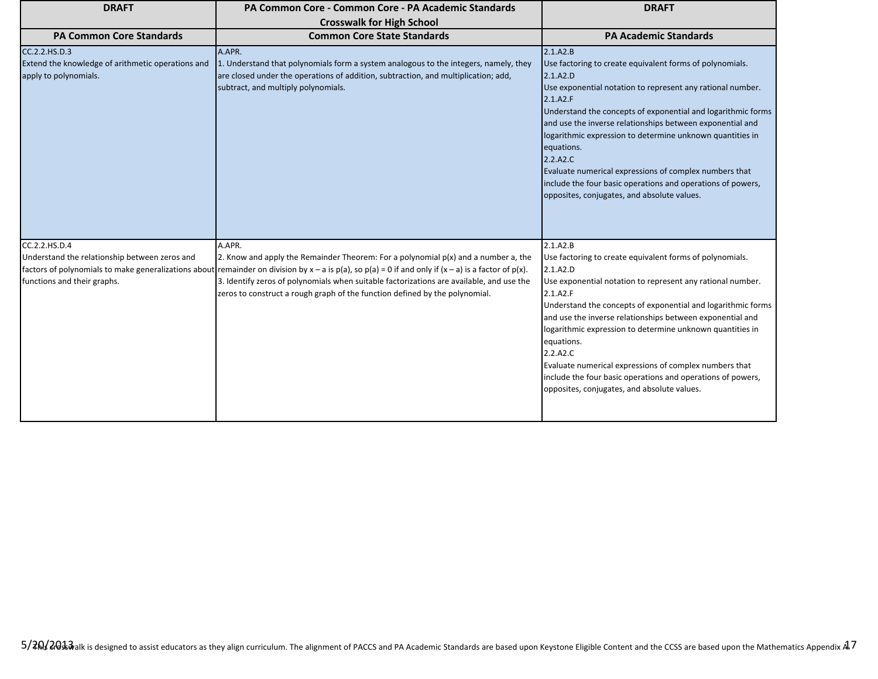| DRAFT | PA Common Core - Common Core - PA Academic Standards Crosswalk for High School | DRAFT |
|---|---|---|
| **PA Common Core Standards** | **Common Core State Standards** | **PA Academic Standards** |
| CC.2.2.HS.D.3<br>Extend the knowledge of arithmetic operations and apply to polynomials. | A.APR.<br>1. Understand that polynomials form a system analogous to the integers, namely, they are closed under the operations of addition, subtraction, and multiplication; add, subtract, and multiply polynomials. | 2.1.A2.B<br>Use factoring to create equivalent forms of polynomials.<br>2.1.A2.D<br>Use exponential notation to represent any rational number.<br>2.1.A2.F<br>Understand the concepts of exponential and logarithmic forms and use the inverse relationships between exponential and logarithmic expression to determine unknown quantities in equations.<br>2.2.A2.C<br>Evaluate numerical expressions of complex numbers that include the four basic operations and operations of powers, opposites, conjugates, and absolute values. |
| CC.2.2.HS.D.4<br>Understand the relationship between zeros and factors of polynomials to make generalizations about functions and their graphs. | A.APR.<br>2. Know and apply the Remainder Theorem: For a polynomial $p(x)$ and a number a, the remainder on division by $x – a$ is $p(a)$, so $p(a) = 0$ if and only if $(x – a)$ is a factor of $p(x)$.<br>3. Identify zeros of polynomials when suitable factorizations are available, and use the zeros to construct a rough graph of the function defined by the polynomial. | 2.1.A2.B<br>Use factoring to create equivalent forms of polynomials.<br>2.1.A2.D<br>Use exponential notation to represent any rational number.<br>2.1.A2.F<br>Understand the concepts of exponential and logarithmic forms and use the inverse relationships between exponential and logarithmic expression to determine unknown quantities in equations.<br>2.2.A2.C<br>Evaluate numerical expressions of complex numbers that include the four basic operations and operations of powers, opposites, conjugates, and absolute values. |

This crosswalk is designed to assist educators as they align curriculum. The alignment of PACCS and PA Academic Standards are based upon Keystone Eligible Content and the CCSS are based upon the Mathematics Appendix A.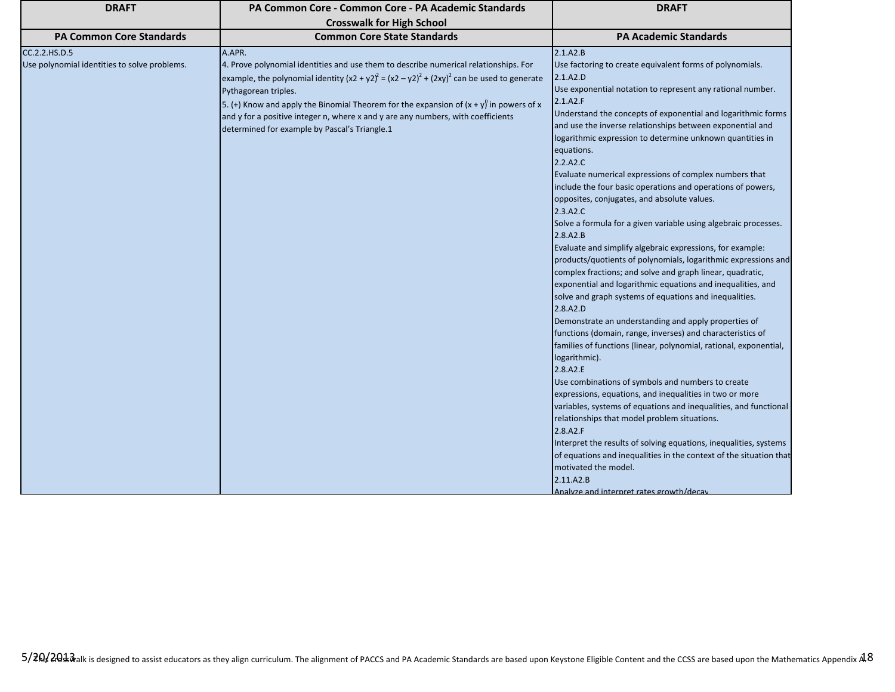| DRAFT | PA Common Core - Common Core - PA Academic Standards Crosswalk for High School | DRAFT |
|---|---|---|
| **PA Common Core Standards** | **Common Core State Standards** | **PA Academic Standards** |
| CC.2.2.HS.D.5<br>Use polynomial identities to solve problems. | A.APR.<br>4. Prove polynomial identities and use them to describe numerical relationships. For example, the polynomial identity $(x2 + y2)^2 = (x2 – y2)^2 + (2xy)^2$ can be used to generate Pythagorean triples.<br>5. (+) Know and apply the Binomial Theorem for the expansion of $(x + y)^n$ in powers of x and y for a positive integer n, where x and y are any numbers, with coefficients determined for example by Pascal's Triangle.1 | 2.1.A2.B<br>Use factoring to create equivalent forms of polynomials.<br>2.1.A2.D<br>Use exponential notation to represent any rational number.<br>2.1.A2.F<br>Understand the concepts of exponential and logarithmic forms and use the inverse relationships between exponential and logarithmic expression to determine unknown quantities in equations.<br>2.2.A2.C<br>Evaluate numerical expressions of complex numbers that include the four basic operations and operations of powers, opposites, conjugates, and absolute values.<br>2.3.A2.C<br>Solve a formula for a given variable using algebraic processes.<br>2.8.A2.B<br>Evaluate and simplify algebraic expressions, for example: products/quotients of polynomials, logarithmic expressions and complex fractions; and solve and graph linear, quadratic, exponential and logarithmic equations and inequalities, and solve and graph systems of equations and inequalities.<br>2.8.A2.D<br>Demonstrate an understanding and apply properties of functions (domain, range, inverses) and characteristics of families of functions (linear, polynomial, rational, exponential, logarithmic).<br>2.8.A2.E<br>Use combinations of symbols and numbers to create expressions, equations, and inequalities in two or more variables, systems of equations and inequalities, and functional relationships that model problem situations.<br>2.8.A2.F<br>Interpret the results of solving equations, inequalities, systems of equations and inequalities in the context of the situation that motivated the model.<br>2.11.A2.B<br>Analyze and interpret rates growth/decay |

This crosswalk is designed to assist educators as they align curriculum. The alignment of PACCS and PA Academic Standards are based upon Keystone Eligible Content and the CCSS are based upon the Mathematics Appendix A.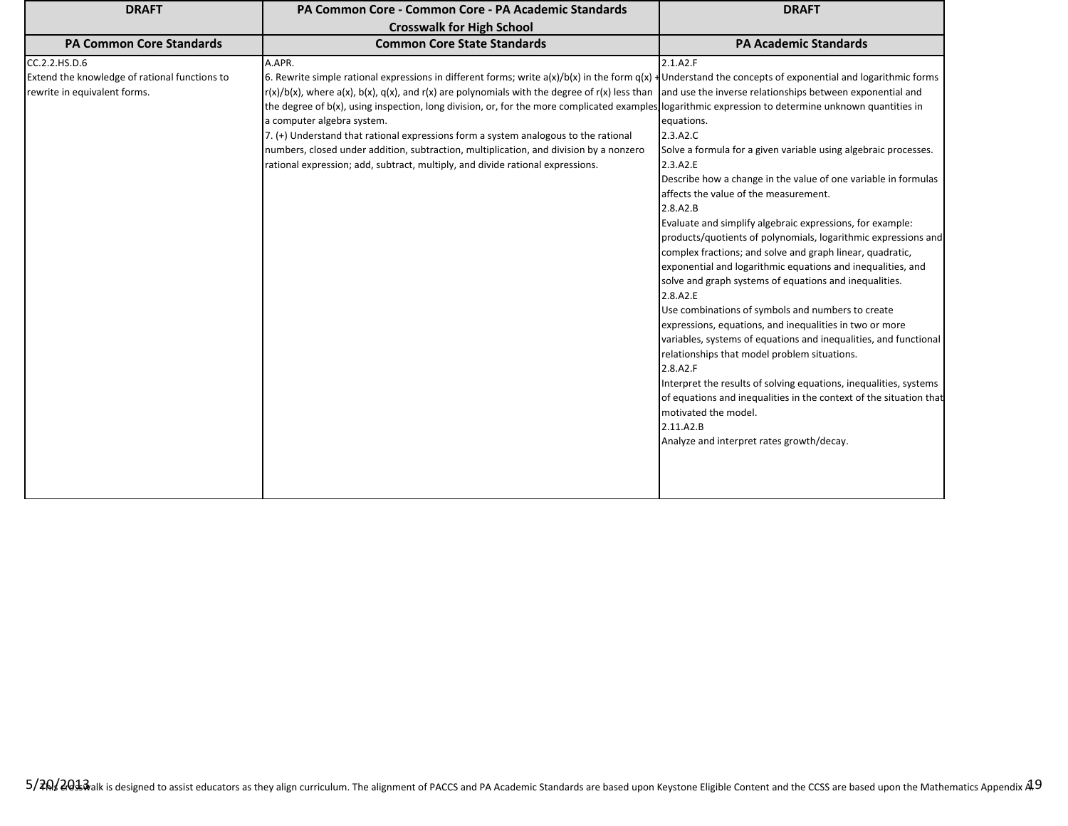| DRAFT | PA Common Core - Common Core - PA Academic Standards Crosswalk for High School | DRAFT |
|---|---|---|
| **PA Common Core Standards** | **Common Core State Standards** | **PA Academic Standards** |
| CC.2.2.HS.D.6<br>Extend the knowledge of rational functions to rewrite in equivalent forms. | A.APR.<br>6. Rewrite simple rational expressions in different forms; write $a(x)/b(x)$ in the form $q(x) + r(x)/b(x)$, where $a(x)$, $b(x)$, $q(x)$, and $r(x)$ are polynomials with the degree of $r(x)$ less than the degree of $b(x)$, using inspection, long division, or, for the more complicated examples, a computer algebra system.<br>7. (+) Understand that rational expressions form a system analogous to the rational numbers, closed under addition, subtraction, multiplication, and division by a nonzero rational expression; add, subtract, multiply, and divide rational expressions. | 2.1.A2.F<br>Understand the concepts of exponential and logarithmic forms and use the inverse relationships between exponential and logarithmic expression to determine unknown quantities in equations.<br>2.3.A2.C<br>Solve a formula for a given variable using algebraic processes.<br>2.3.A2.E<br>Describe how a change in the value of one variable in formulas affects the value of the measurement.<br>2.8.A2.B<br>Evaluate and simplify algebraic expressions, for example: products/quotients of polynomials, logarithmic expressions and complex fractions; and solve and graph linear, quadratic, exponential and logarithmic equations and inequalities, and solve and graph systems of equations and inequalities.<br>2.8.A2.E<br>Use combinations of symbols and numbers to create expressions, equations, and inequalities in two or more variables, systems of equations and inequalities, and functional relationships that model problem situations.<br>2.8.A2.F<br>Interpret the results of solving equations, inequalities, systems of equations and inequalities in the context of the situation that motivated the model.<br>2.11.A2.B<br>Analyze and interpret rates growth/decay. |

This crosswalk is designed to assist educators as they align curriculum. The alignment of PACCS and PA Academic Standards are based upon Keystone Eligible Content and the CCSS are based upon the Mathematics Appendix A.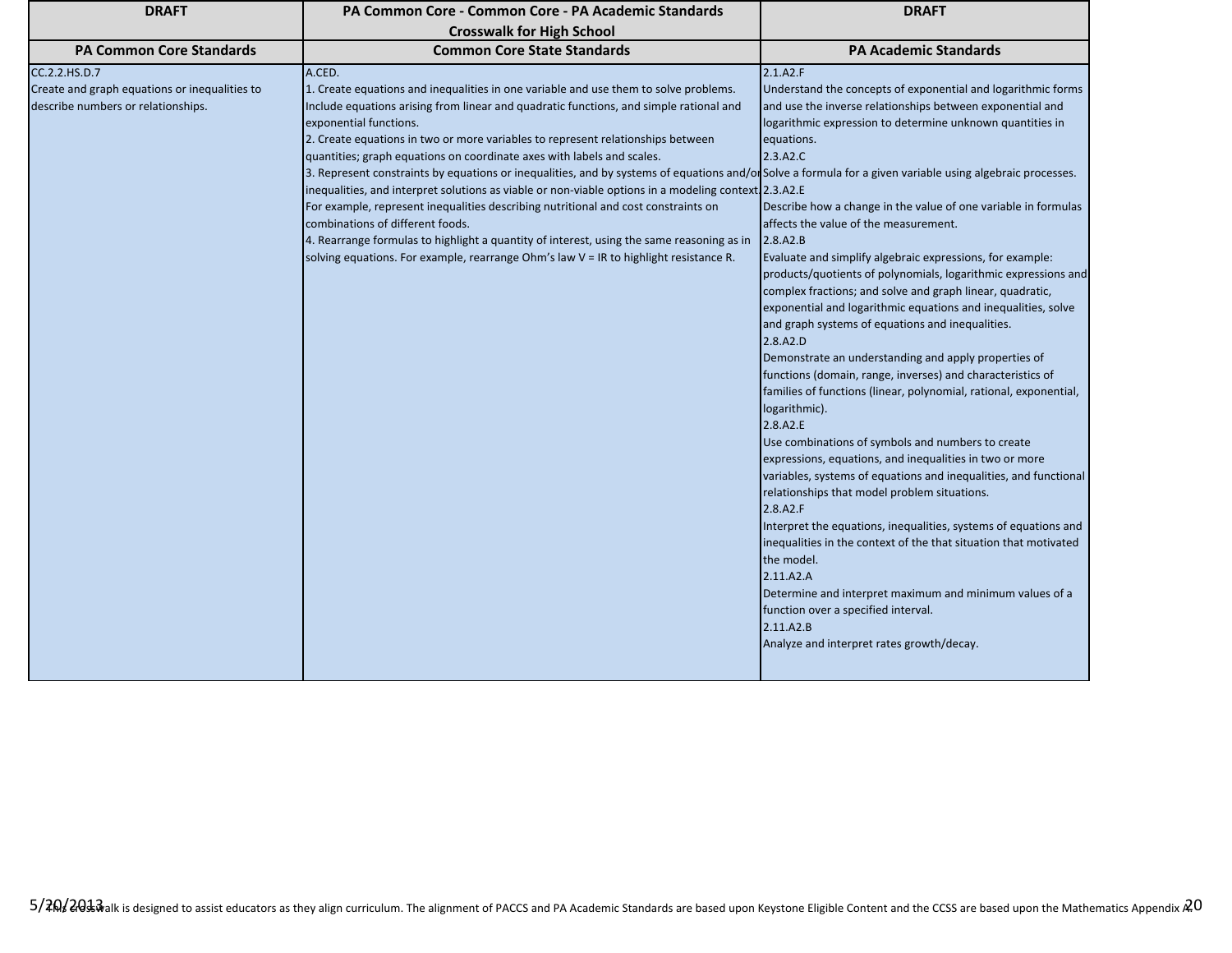| DRAFT | PA Common Core - Common Core - PA Academic Standards Crosswalk for High School | DRAFT |
|---|---|---|
| **PA Common Core Standards** | **Common Core State Standards** | **PA Academic Standards** |
| CC.2.2.HS.D.7<br>Create and graph equations or inequalities to describe numbers or relationships. | A.CED.<br>1. Create equations and inequalities in one variable and use them to solve problems. Include equations arising from linear and quadratic functions, and simple rational and exponential functions.<br>2. Create equations in two or more variables to represent relationships between quantities; graph equations on coordinate axes with labels and scales.<br>3. Represent constraints by equations or inequalities, and by systems of equations and/or inequalities, and interpret solutions as viable or non-viable options in a modeling context. For example, represent inequalities describing nutritional and cost constraints on combinations of different foods.<br>4. Rearrange formulas to highlight a quantity of interest, using the same reasoning as in solving equations. For example, rearrange Ohm's law $V = IR$ to highlight resistance $R$. | 2.1.A2.F<br>Understand the concepts of exponential and logarithmic forms and use the inverse relationships between exponential and logarithmic expression to determine unknown quantities in equations.<br>2.3.A2.C<br>Solve a formula for a given variable using algebraic processes.<br>2.3.A2.E<br>Describe how a change in the value of one variable in formulas affects the value of the measurement.<br>2.8.A2.B<br>Evaluate and simplify algebraic expressions, for example: products/quotients of polynomials, logarithmic expressions and complex fractions; and solve and graph linear, quadratic, exponential and logarithmic equations and inequalities, solve and graph systems of equations and inequalities.<br>2.8.A2.D<br>Demonstrate an understanding and apply properties of functions (domain, range, inverses) and characteristics of families of functions (linear, polynomial, rational, exponential, logarithmic).<br>2.8.A2.E<br>Use combinations of symbols and numbers to create expressions, equations, and inequalities in two or more variables, systems of equations and inequalities, and functional relationships that model problem situations.<br>2.8.A2.F<br>Interpret the equations, inequalities, systems of equations and inequalities in the context of the that situation that motivated the model.<br>2.11.A2.A<br>Determine and interpret maximum and minimum values of a function over a specified interval.<br>2.11.A2.B<br>Analyze and interpret rates growth/decay. |

This crosswalk is designed to assist educators as they align curriculum. The alignment of PACCS and PA Academic Standards are based upon Keystone Eligible Content and the CCSS are based upon the Mathematics Appendix A.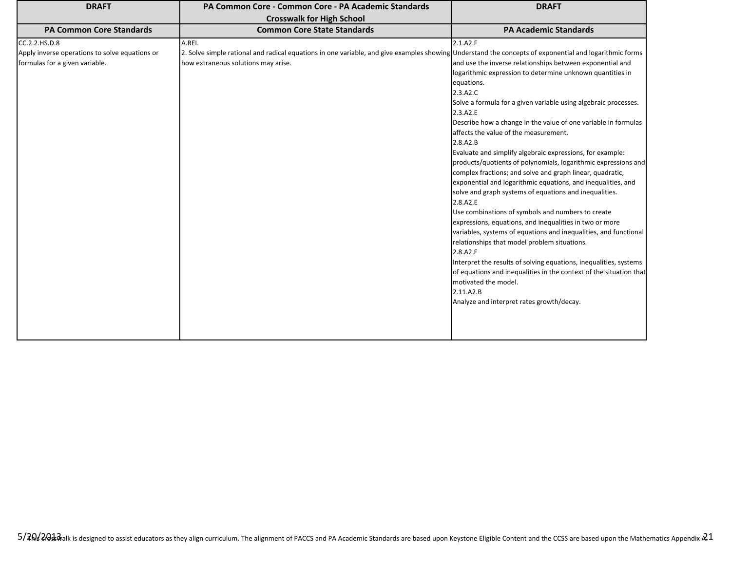| DRAFT | PA Common Core - Common Core - PA Academic Standards Crosswalk for High School | DRAFT |
|---|---|---|
| **PA Common Core Standards** | **Common Core State Standards** | **PA Academic Standards** |
| CC.2.2.HS.D.8<br>Apply inverse operations to solve equations or formulas for a given variable. | A.REI.<br>2. Solve simple rational and radical equations in one variable, and give examples showing how extraneous solutions may arise. | 2.1.A2.F<br>Understand the concepts of exponential and logarithmic forms and use the inverse relationships between exponential and logarithmic expression to determine unknown quantities in equations.<br>2.3.A2.C<br>Solve a formula for a given variable using algebraic processes.<br>2.3.A2.E<br>Describe how a change in the value of one variable in formulas affects the value of the measurement.<br>2.8.A2.B<br>Evaluate and simplify algebraic expressions, for example: products/quotients of polynomials, logarithmic expressions and complex fractions; and solve and graph linear, quadratic, exponential and logarithmic equations, and inequalities, and solve and graph systems of equations and inequalities.<br>2.8.A2.E<br>Use combinations of symbols and numbers to create expressions, equations, and inequalities in two or more variables, systems of equations and inequalities, and functional relationships that model problem situations.<br>2.8.A2.F<br>Interpret the results of solving equations, inequalities, systems of equations and inequalities in the context of the situation that motivated the model.<br>2.11.A2.B<br>Analyze and interpret rates growth/decay. |

This crosswalk is designed to assist educators as they align curriculum. The alignment of PACCS and PA Academic Standards are based upon Keystone Eligible Content and the CCSS are based upon the Mathematics Appendix A.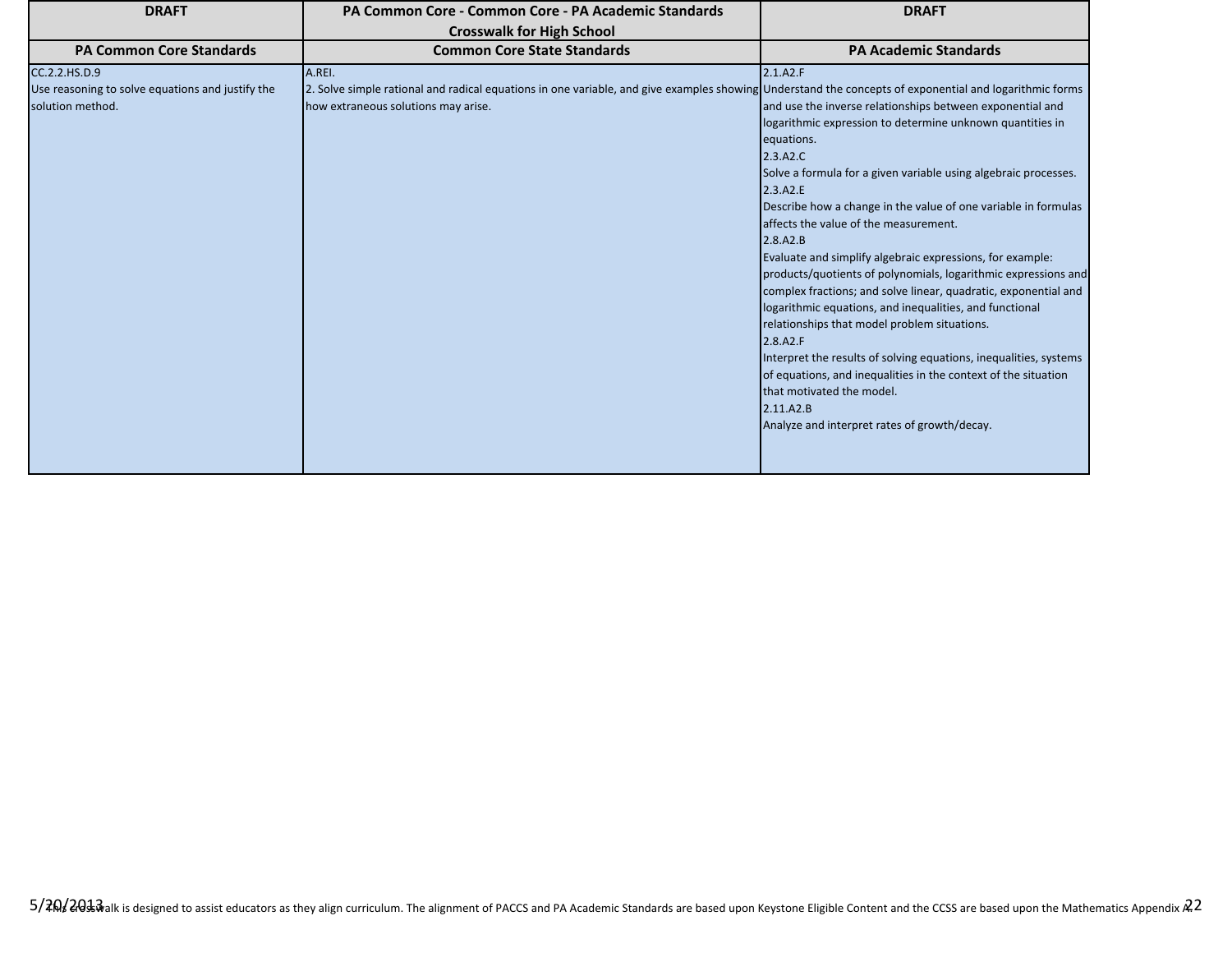| DRAFT | PA Common Core - Common Core - PA Academic Standards Crosswalk for High School | DRAFT |
|---|---|---|
| **PA Common Core Standards** | **Common Core State Standards** | **PA Academic Standards** |
| CC.2.2.HS.D.9<br>Use reasoning to solve equations and justify the solution method. | A.REI.<br>2. Solve simple rational and radical equations in one variable, and give examples showing how extraneous solutions may arise. | 2.1.A2.F<br>Understand the concepts of exponential and logarithmic forms and use the inverse relationships between exponential and logarithmic expression to determine unknown quantities in equations.<br>2.3.A2.C<br>Solve a formula for a given variable using algebraic processes.<br>2.3.A2.E<br>Describe how a change in the value of one variable in formulas affects the value of the measurement.<br>2.8.A2.B<br>Evaluate and simplify algebraic expressions, for example: products/quotients of polynomials, logarithmic expressions and complex fractions; and solve linear, quadratic, exponential and logarithmic equations, and inequalities, and functional relationships that model problem situations.<br>2.8.A2.F<br>Interpret the results of solving equations, inequalities, systems of equations, and inequalities in the context of the situation that motivated the model.<br>2.11.A2.B<br>Analyze and interpret rates of growth/decay. |

5/20/2013

This crosswalk is designed to assist educators as they align curriculum. The alignment of PACCS and PA Academic Standards are based upon Keystone Eligible Content and the CCSS are based upon the Mathematics Appendix A.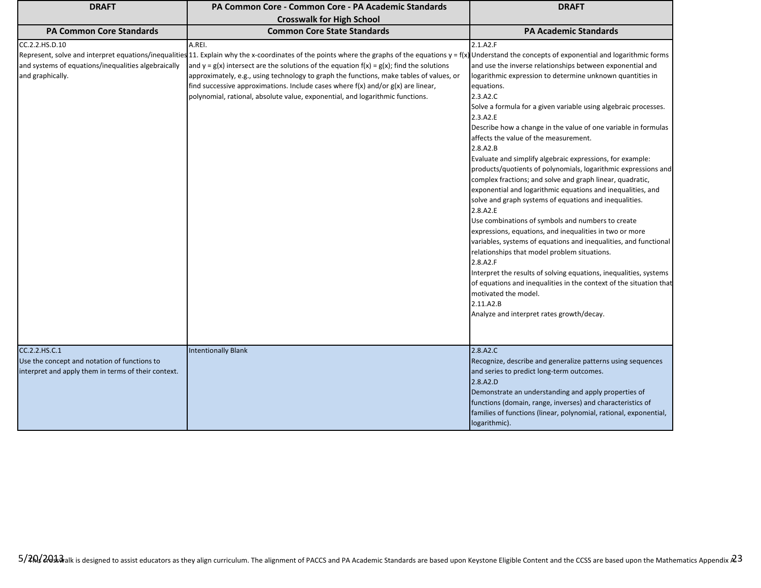| DRAFT | PA Common Core - Common Core - PA Academic Standards Crosswalk for High School | DRAFT |
|---|---|---|
| **PA Common Core Standards** | **Common Core State Standards** | **PA Academic Standards** |
| CC.2.2.HS.D.10<br>Represent, solve and interpret equations/inequalities and systems of equations/inequalities algebraically and graphically. | A.REI.<br>11. Explain why the x-coordinates of the points where the graphs of the equations $y = f(x)$ and $y = g(x)$ intersect are the solutions of the equation $f(x) = g(x)$; find the solutions approximately, e.g., using technology to graph the functions, make tables of values, or find successive approximations. Include cases where $f(x)$ and/or $g(x)$ are linear, polynomial, rational, absolute value, exponential, and logarithmic functions. | 2.1.A2.F<br>Understand the concepts of exponential and logarithmic forms and use the inverse relationships between exponential and logarithmic expression to determine unknown quantities in equations.<br>2.3.A2.C<br>Solve a formula for a given variable using algebraic processes.<br>2.3.A2.E<br>Describe how a change in the value of one variable in formulas affects the value of the measurement.<br>2.8.A2.B<br>Evaluate and simplify algebraic expressions, for example: products/quotients of polynomials, logarithmic expressions and complex fractions; and solve and graph linear, quadratic, exponential and logarithmic equations and inequalities, and solve and graph systems of equations and inequalities.<br>2.8.A2.E<br>Use combinations of symbols and numbers to create expressions, equations, and inequalities in two or more variables, systems of equations and inequalities, and functional relationships that model problem situations.<br>2.8.A2.F<br>Interpret the results of solving equations, inequalities, systems of equations and inequalities in the context of the situation that motivated the model.<br>2.11.A2.B<br>Analyze and interpret rates growth/decay. |
| CC.2.2.HS.C.1<br>Use the concept and notation of functions to interpret and apply them in terms of their context. | Intentionally Blank | 2.8.A2.C<br>Recognize, describe and generalize patterns using sequences and series to predict long-term outcomes.<br>2.8.A2.D<br>Demonstrate an understanding and apply properties of functions (domain, range, inverses) and characteristics of families of functions (linear, polynomial, rational, exponential, logarithmic). |

This crosswalk is designed to assist educators as they align curriculum. The alignment of PACCS and PA Academic Standards are based upon Keystone Eligible Content and the CCSS are based upon the Mathematics Appendix A.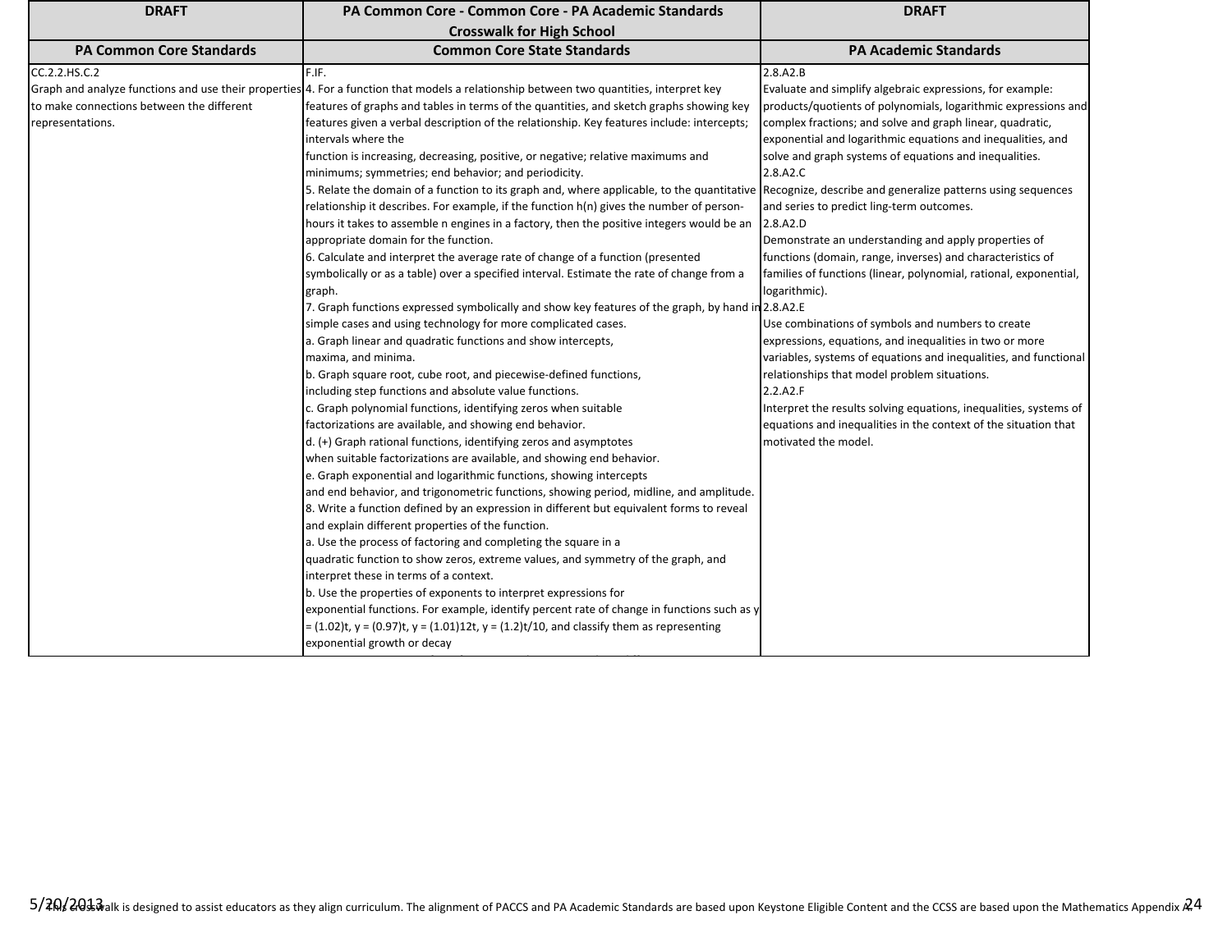| DRAFT | PA Common Core - Common Core - PA Academic Standards Crosswalk for High School | DRAFT |
|---|---|---|
| **PA Common Core Standards** | **Common Core State Standards** | **PA Academic Standards** |
| CC.2.2.HS.C.2<br>Graph and analyze functions and use their properties to make connections between the different representations. | F.IF.<br>4. For a function that models a relationship between two quantities, interpret key features of graphs and tables in terms of the quantities, and sketch graphs showing key features given a verbal description of the relationship. Key features include: intercepts; intervals where the<br>function is increasing, decreasing, positive, or negative; relative maximums and minimums; symmetries; end behavior; and periodicity.<br>5. Relate the domain of a function to its graph and, where applicable, to the quantitative relationship it describes. For example, if the function h(n) gives the number of person-hours it takes to assemble n engines in a factory, then the positive integers would be an appropriate domain for the function.<br>6. Calculate and interpret the average rate of change of a function (presented symbolically or as a table) over a specified interval. Estimate the rate of change from a graph.<br>7. Graph functions expressed symbolically and show key features of the graph, by hand in simple cases and using technology for more complicated cases.<br>a. Graph linear and quadratic functions and show intercepts,<br>maxima, and minima.<br>b. Graph square root, cube root, and piecewise-defined functions,<br>including step functions and absolute value functions.<br>c. Graph polynomial functions, identifying zeros when suitable<br>factorizations are available, and showing end behavior.<br>d. (+) Graph rational functions, identifying zeros and asymptotes<br>when suitable factorizations are available, and showing end behavior.<br>e. Graph exponential and logarithmic functions, showing intercepts<br>and end behavior, and trigonometric functions, showing period, midline, and amplitude.<br>8. Write a function defined by an expression in different but equivalent forms to reveal and explain different properties of the function.<br>a. Use the process of factoring and completing the square in a<br>quadratic function to show zeros, extreme values, and symmetry of the graph, and interpret these in terms of a context.<br>b. Use the properties of exponents to interpret expressions for<br>exponential functions. For example, identify percent rate of change in functions such as y = (1.02)t, y = (0.97)t, y = (1.01)12t, y = (1.2)t/10, and classify them as representing exponential growth or decay | 2.8.A2.B<br>Evaluate and simplify algebraic expressions, for example: products/quotients of polynomials, logarithmic expressions and complex fractions; and solve and graph linear, quadratic, exponential and logarithmic equations and inequalities, and solve and graph systems of equations and inequalities.<br>2.8.A2.C<br>Recognize, describe and generalize patterns using sequences and series to predict ling-term outcomes.<br>2.8.A2.D<br>Demonstrate an understanding and apply properties of functions (domain, range, inverses) and characteristics of families of functions (linear, polynomial, rational, exponential, logarithmic).<br>2.8.A2.E<br>Use combinations of symbols and numbers to create expressions, equations, and inequalities in two or more variables, systems of equations and inequalities, and functional relationships that model problem situations.<br>2.2.A2.F<br>Interpret the results solving equations, inequalities, systems of equations and inequalities in the context of the situation that motivated the model. |

5/20/2013 This crosswalk is designed to assist educators as they align curriculum. The alignment of PACCS and PA Academic Standards are based upon Keystone Eligible Content and the CCSS are based upon the Mathematics Appendix A.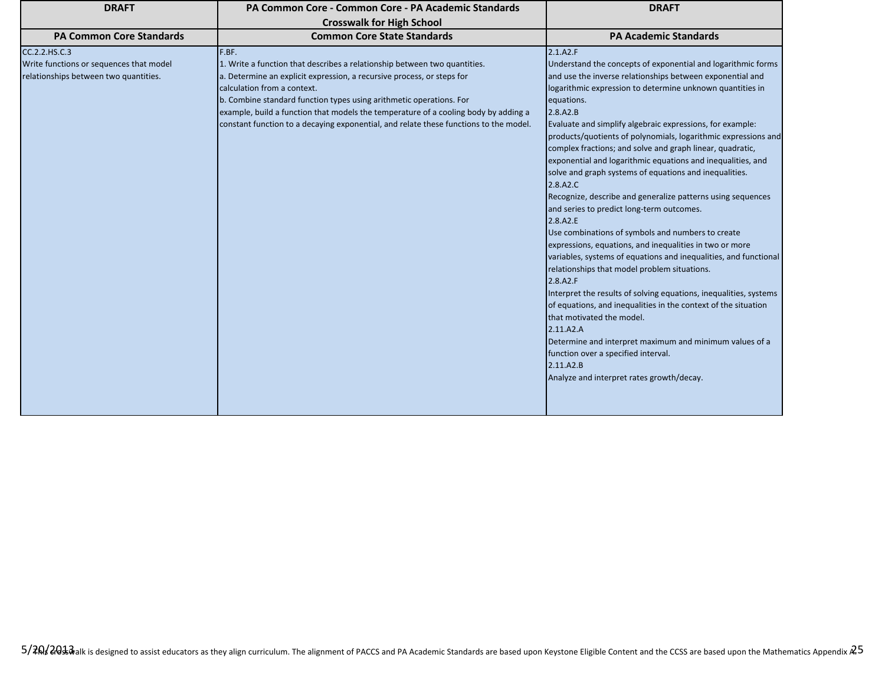| DRAFT | PA Common Core - Common Core - PA Academic Standards Crosswalk for High School | DRAFT |
|---|---|---|
| **PA Common Core Standards** | **Common Core State Standards** | **PA Academic Standards** |
| CC.2.2.HS.C.3<br>Write functions or sequences that model relationships between two quantities. | F.BF.<br>1. Write a function that describes a relationship between two quantities.<br>a. Determine an explicit expression, a recursive process, or steps for calculation from a context.<br>b. Combine standard function types using arithmetic operations. For example, build a function that models the temperature of a cooling body by adding a constant function to a decaying exponential, and relate these functions to the model. | 2.1.A2.F<br>Understand the concepts of exponential and logarithmic forms and use the inverse relationships between exponential and logarithmic expression to determine unknown quantities in equations.<br>2.8.A2.B<br>Evaluate and simplify algebraic expressions, for example: products/quotients of polynomials, logarithmic expressions and complex fractions; and solve and graph linear, quadratic, exponential and logarithmic equations and inequalities, and solve and graph systems of equations and inequalities.<br>2.8.A2.C<br>Recognize, describe and generalize patterns using sequences and series to predict long-term outcomes.<br>2.8.A2.E<br>Use combinations of symbols and numbers to create expressions, equations, and inequalities in two or more variables, systems of equations and inequalities, and functional relationships that model problem situations.<br>2.8.A2.F<br>Interpret the results of solving equations, inequalities, systems of equations, and inequalities in the context of the situation that motivated the model.<br>2.11.A2.A<br>Determine and interpret maximum and minimum values of a function over a specified interval.<br>2.11.A2.B<br>Analyze and interpret rates growth/decay. |

This crosswalk is designed to assist educators as they align curriculum. The alignment of PACCS and PA Academic Standards are based upon Keystone Eligible Content and the CCSS are based upon the Mathematics Appendix A.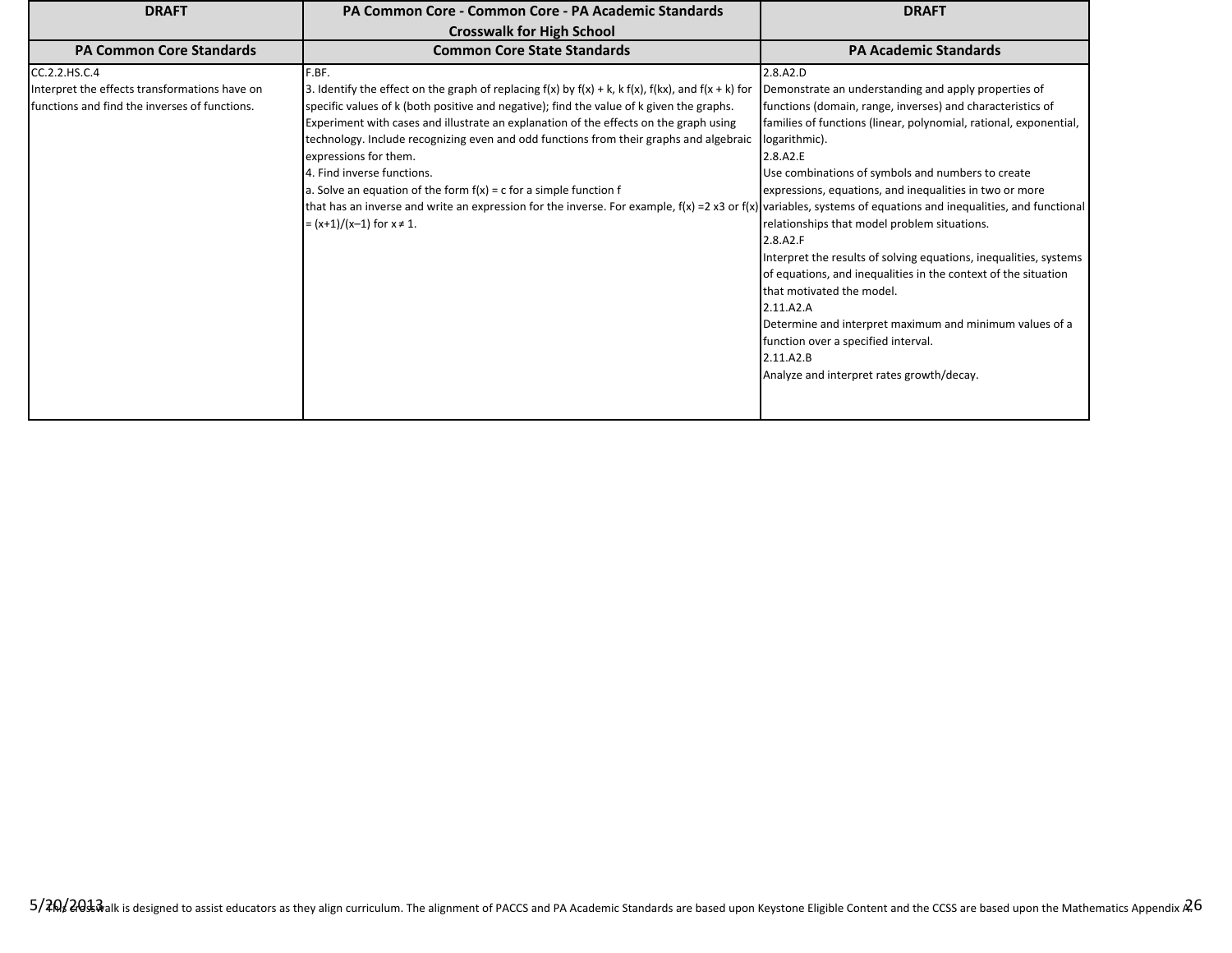| DRAFT | PA Common Core - Common Core - PA Academic Standards Crosswalk for High School | DRAFT |
|---|---|---|
| **PA Common Core Standards** | **Common Core State Standards** | **PA Academic Standards** |
| CC.2.2.HS.C.4<br>Interpret the effects transformations have on functions and find the inverses of functions. | F.BF.<br>3. Identify the effect on the graph of replacing $f(x)$ by $f(x) + k$, $k f(x)$, $f(kx)$, and $f(x + k)$ for specific values of k (both positive and negative); find the value of k given the graphs. Experiment with cases and illustrate an explanation of the effects on the graph using technology. Include recognizing even and odd functions from their graphs and algebraic expressions for them.<br>4. Find inverse functions.<br>a. Solve an equation of the form $f(x) = c$ for a simple function f that has an inverse and write an expression for the inverse. For example, $f(x) = 2x^3$ or $f(x) = (x+1)/(x-1)$ for $x \neq 1$. | 2.8.A2.D<br>Demonstrate an understanding and apply properties of functions (domain, range, inverses) and characteristics of families of functions (linear, polynomial, rational, exponential, logarithmic).<br>2.8.A2.E<br>Use combinations of symbols and numbers to create expressions, equations, and inequalities in two or more variables, systems of equations and inequalities, and functional relationships that model problem situations.<br>2.8.A2.F<br>Interpret the results of solving equations, inequalities, systems of equations, and inequalities in the context of the situation that motivated the model.<br>2.11.A2.A<br>Determine and interpret maximum and minimum values of a function over a specified interval.<br>2.11.A2.B<br>Analyze and interpret rates growth/decay. |

This crosswalk is designed to assist educators as they align curriculum. The alignment of PACCS and PA Academic Standards are based upon Keystone Eligible Content and the CCSS are based upon the Mathematics Appendix A.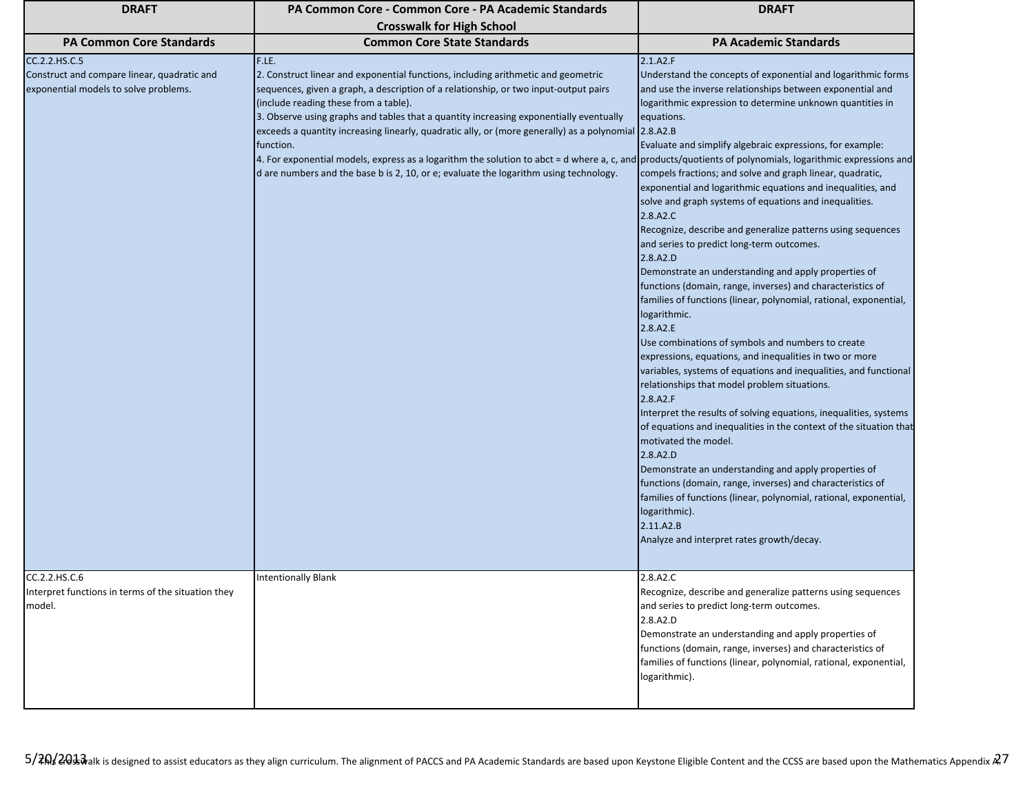| DRAFT | PA Common Core - Common Core - PA Academic Standards Crosswalk for High School | DRAFT |
|---|---|---|
| **PA Common Core Standards** | **Common Core State Standards** | **PA Academic Standards** |
| CC.2.2.HS.C.5<br>Construct and compare linear, quadratic and exponential models to solve problems. | F.LE.<br>2. Construct linear and exponential functions, including arithmetic and geometric sequences, given a graph, a description of a relationship, or two input-output pairs (include reading these from a table).<br>3. Observe using graphs and tables that a quantity increasing exponentially eventually exceeds a quantity increasing linearly, quadratic ally, or (more generally) as a polynomial function.<br>4. For exponential models, express as a logarithm the solution to abct = d where a, c, and d are numbers and the base b is 2, 10, or e; evaluate the logarithm using technology. | 2.1.A2.F<br>Understand the concepts of exponential and logarithmic forms and use the inverse relationships between exponential and logarithmic expression to determine unknown quantities in equations.<br>2.8.A2.B<br>Evaluate and simplify algebraic expressions, for example: products/quotients of polynomials, logarithmic expressions and compels fractions; and solve and graph linear, quadratic, exponential and logarithmic equations and inequalities, and solve and graph systems of equations and inequalities.<br>2.8.A2.C<br>Recognize, describe and generalize patterns using sequences and series to predict long-term outcomes.<br>2.8.A2.D<br>Demonstrate an understanding and apply properties of functions (domain, range, inverses) and characteristics of families of functions (linear, polynomial, rational, exponential, logarithmic.<br>2.8.A2.E<br>Use combinations of symbols and numbers to create expressions, equations, and inequalities in two or more variables, systems of equations and inequalities, and functional relationships that model problem situations.<br>2.8.A2.F<br>Interpret the results of solving equations, inequalities, systems of equations and inequalities in the context of the situation that motivated the model.<br>2.8.A2.D<br>Demonstrate an understanding and apply properties of functions (domain, range, inverses) and characteristics of families of functions (linear, polynomial, rational, exponential, logarithmic).<br>2.11.A2.B<br>Analyze and interpret rates growth/decay. |
| CC.2.2.HS.C.6<br>Interpret functions in terms of the situation they model. | Intentionally Blank | 2.8.A2.C<br>Recognize, describe and generalize patterns using sequences and series to predict long-term outcomes.<br>2.8.A2.D<br>Demonstrate an understanding and apply properties of functions (domain, range, inverses) and characteristics of families of functions (linear, polynomial, rational, exponential, logarithmic). |

5/20/2013

This crosswalk is designed to assist educators as they align curriculum. The alignment of PACCS and PA Academic Standards are based upon Keystone Eligible Content and the CCSS are based upon the Mathematics Appendix A.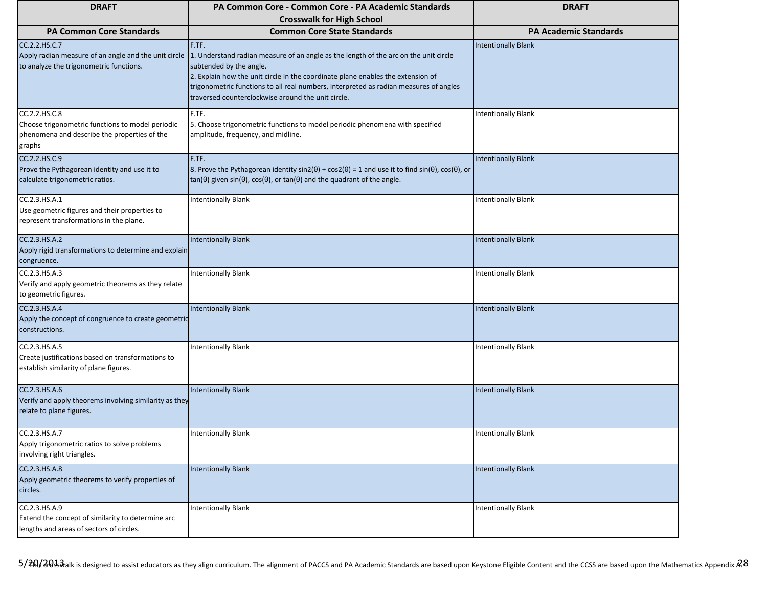| DRAFT | PA Common Core - Common Core - PA Academic Standards Crosswalk for High School | DRAFT |
|---|---|---|
| **PA Common Core Standards** | **Common Core State Standards** | **PA Academic Standards** |
| CC.2.2.HS.C.7<br>Apply radian measure of an angle and the unit circle to analyze the trigonometric functions. | F.TF.<br>1. Understand radian measure of an angle as the length of the arc on the unit circle subtended by the angle.<br>2. Explain how the unit circle in the coordinate plane enables the extension of trigonometric functions to all real numbers, interpreted as radian measures of angles traversed counterclockwise around the unit circle. | Intentionally Blank |
| CC.2.2.HS.C.8<br>Choose trigonometric functions to model periodic phenomena and describe the properties of the graphs | F.TF.<br>5. Choose trigonometric functions to model periodic phenomena with specified amplitude, frequency, and midline. | Intentionally Blank |
| CC.2.2.HS.C.9<br>Prove the Pythagorean identity and use it to calculate trigonometric ratios. | F.TF.<br>8. Prove the Pythagorean identity $\sin^2(\theta) + \cos^2(\theta) = 1$ and use it to find $\sin(\theta)$, $\cos(\theta)$, or $\tan(\theta)$ given $\sin(\theta)$, $\cos(\theta)$, or $\tan(\theta)$ and the quadrant of the angle. | Intentionally Blank |
| CC.2.3.HS.A.1<br>Use geometric figures and their properties to represent transformations in the plane. | Intentionally Blank | Intentionally Blank |
| CC.2.3.HS.A.2<br>Apply rigid transformations to determine and explain congruence. | Intentionally Blank | Intentionally Blank |
| CC.2.3.HS.A.3<br>Verify and apply geometric theorems as they relate to geometric figures. | Intentionally Blank | Intentionally Blank |
| CC.2.3.HS.A.4<br>Apply the concept of congruence to create geometric constructions. | Intentionally Blank | Intentionally Blank |
| CC.2.3.HS.A.5<br>Create justifications based on transformations to establish similarity of plane figures. | Intentionally Blank | Intentionally Blank |
| CC.2.3.HS.A.6<br>Verify and apply theorems involving similarity as they relate to plane figures. | Intentionally Blank | Intentionally Blank |
| CC.2.3.HS.A.7<br>Apply trigonometric ratios to solve problems involving right triangles. | Intentionally Blank | Intentionally Blank |
| CC.2.3.HS.A.8<br>Apply geometric theorems to verify properties of circles. | Intentionally Blank | Intentionally Blank |
| CC.2.3.HS.A.9<br>Extend the concept of similarity to determine arc lengths and areas of sectors of circles. | Intentionally Blank | Intentionally Blank |

5/20/2013

This crosswalk is designed to assist educators as they align curriculum. The alignment of PACCS and PA Academic Standards are based upon Keystone Eligible Content and the CCSS are based upon the Mathematics Appendix A.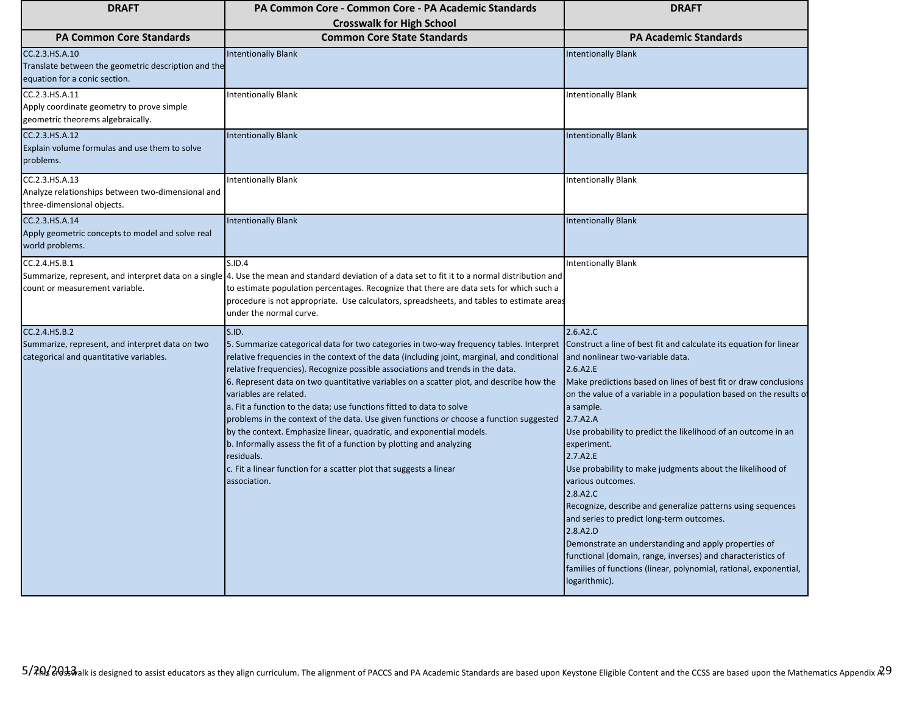| DRAFT | PA Common Core - Common Core - PA Academic Standards Crosswalk for High School | DRAFT |
|---|---|---|
| **PA Common Core Standards** | **Common Core State Standards** | **PA Academic Standards** |
| CC.2.3.HS.A.10<br>Translate between the geometric description and the equation for a conic section. | Intentionally Blank | Intentionally Blank |
| CC.2.3.HS.A.11<br>Apply coordinate geometry to prove simple geometric theorems algebraically. | Intentionally Blank | Intentionally Blank |
| CC.2.3.HS.A.12<br>Explain volume formulas and use them to solve problems. | Intentionally Blank | Intentionally Blank |
| CC.2.3.HS.A.13<br>Analyze relationships between two-dimensional and three-dimensional objects. | Intentionally Blank | Intentionally Blank |
| CC.2.3.HS.A.14<br>Apply geometric concepts to model and solve real world problems. | Intentionally Blank | Intentionally Blank |
| CC.2.4.HS.B.1<br>Summarize, represent, and interpret data on a single count or measurement variable. | S.ID.4<br>4. Use the mean and standard deviation of a data set to fit it to a normal distribution and to estimate population percentages. Recognize that there are data sets for which such a procedure is not appropriate. Use calculators, spreadsheets, and tables to estimate areas under the normal curve. | Intentionally Blank |
| CC.2.4.HS.B.2<br>Summarize, represent, and interpret data on two categorical and quantitative variables. | S.ID.<br>5. Summarize categorical data for two categories in two-way frequency tables. Interpret relative frequencies in the context of the data (including joint, marginal, and conditional relative frequencies). Recognize possible associations and trends in the data.<br>6. Represent data on two quantitative variables on a scatter plot, and describe how the variables are related.<br>a. Fit a function to the data; use functions fitted to data to solve problems in the context of the data. Use given functions or choose a function suggested by the context. Emphasize linear, quadratic, and exponential models.<br>b. Informally assess the fit of a function by plotting and analyzing residuals.<br>c. Fit a linear function for a scatter plot that suggests a linear association. | 2.6.A2.C<br>Construct a line of best fit and calculate its equation for linear and nonlinear two-variable data.<br>2.6.A2.E<br>Make predictions based on lines of best fit or draw conclusions on the value of a variable in a population based on the results of a sample.<br>2.7.A2.A<br>Use probability to predict the likelihood of an outcome in an experiment.<br>2.7.A2.E<br>Use probability to make judgments about the likelihood of various outcomes.<br>2.8.A2.C<br>Recognize, describe and generalize patterns using sequences and series to predict long-term outcomes.<br>2.8.A2.D<br>Demonstrate an understanding and apply properties of functional (domain, range, inverses) and characteristics of families of functions (linear, polynomial, rational, exponential, logarithmic). |

This crosswalk is designed to assist educators as they align curriculum. The alignment of PACCS and PA Academic Standards are based upon Keystone Eligible Content and the CCSS are based upon the Mathematics Appendix A.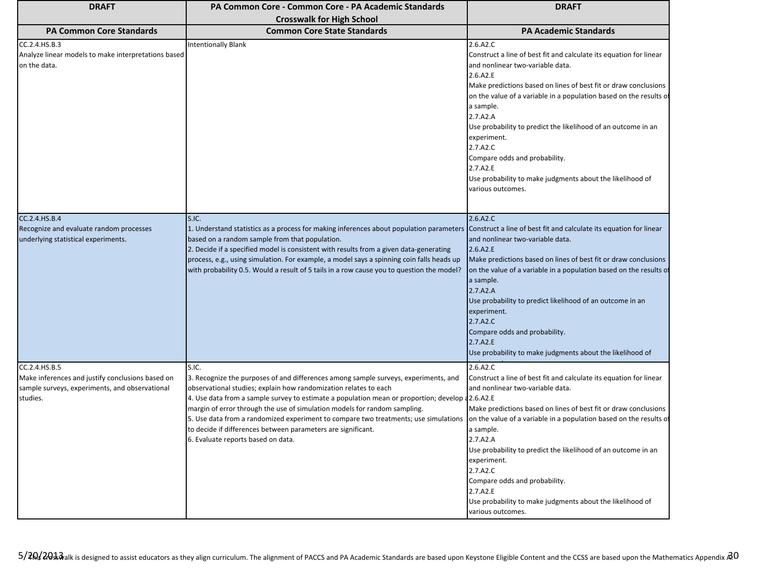| DRAFT | PA Common Core - Common Core - PA Academic Standards Crosswalk for High School | DRAFT |
|---|---|---|
| **PA Common Core Standards** | **Common Core State Standards** | **PA Academic Standards** |
| CC.2.4.HS.B.3<br>Analyze linear models to make interpretations based on the data. | Intentionally Blank | 2.6.A2.C<br>Construct a line of best fit and calculate its equation for linear and nonlinear two-variable data.<br>2.6.A2.E<br>Make predictions based on lines of best fit or draw conclusions on the value of a variable in a population based on the results of a sample.<br>2.7.A2.A<br>Use probability to predict the likelihood of an outcome in an experiment.<br>2.7.A2.C<br>Compare odds and probability.<br>2.7.A2.E<br>Use probability to make judgments about the likelihood of various outcomes. |
| CC.2.4.HS.B.4<br>Recognize and evaluate random processes underlying statistical experiments. | S.IC.<br>1. Understand statistics as a process for making inferences about population parameters based on a random sample from that population.<br>2. Decide if a specified model is consistent with results from a given data-generating process, e.g., using simulation. For example, a model says a spinning coin falls heads up with probability 0.5. Would a result of 5 tails in a row cause you to question the model? | 2.6.A2.C<br>Construct a line of best fit and calculate its equation for linear and nonlinear two-variable data.<br>2.6.A2.E<br>Make predictions based on lines of best fit or draw conclusions on the value of a variable in a population based on the results of a sample.<br>2.7.A2.A<br>Use probability to predict likelihood of an outcome in an experiment.<br>2.7.A2.C<br>Compare odds and probability.<br>2.7.A2.E<br>Use probability to make judgments about the likelihood of various outcomes. |
| CC.2.4.HS.B.5<br>Make inferences and justify conclusions based on sample surveys, experiments, and observational studies. | S.IC.<br>3. Recognize the purposes of and differences among sample surveys, experiments, and observational studies; explain how randomization relates to each<br>4. Use data from a sample survey to estimate a population mean or proportion; develop a margin of error through the use of simulation models for random sampling.<br>5. Use data from a randomized experiment to compare two treatments; use simulations to decide if differences between parameters are significant.<br>6. Evaluate reports based on data. | 2.6.A2.C<br>Construct a line of best fit and calculate its equation for linear and nonlinear two-variable data.<br>2.6.A2.E<br>Make predictions based on lines of best fit or draw conclusions on the value of a variable in a population based on the results of a sample.<br>2.7.A2.A<br>Use probability to predict the likelihood of an outcome in an experiment.<br>2.7.A2.C<br>Compare odds and probability.<br>2.7.A2.E<br>Use probability to make judgments about the likelihood of various outcomes. |

This crosswalk is designed to assist educators as they align curriculum. The alignment of PACCS and PA Academic Standards are based upon Keystone Eligible Content and the CCSS are based upon the Mathematics Appendix A.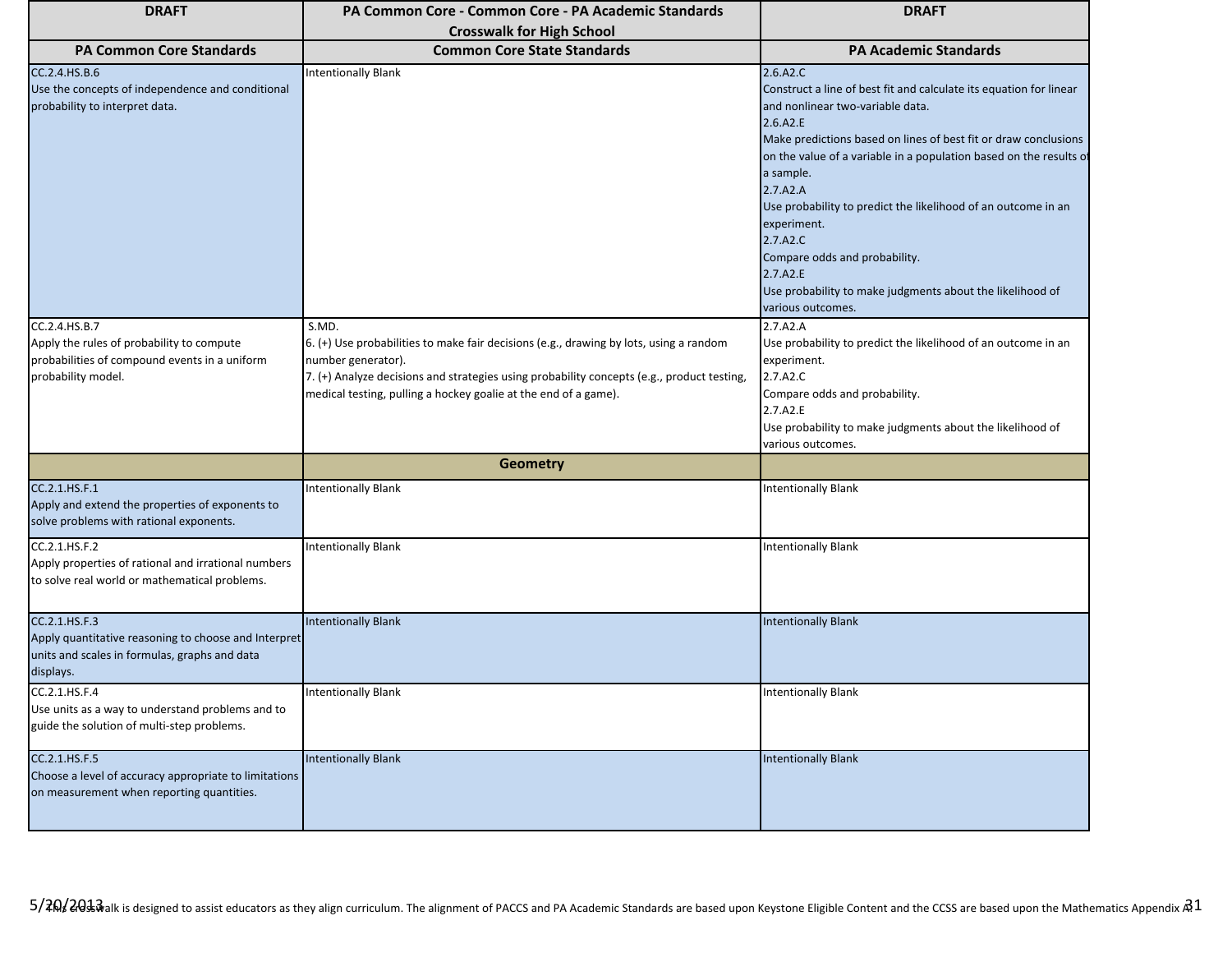| DRAFT | PA Common Core - Common Core - PA Academic Standards Crosswalk for High School | DRAFT |
|---|---|---|
| **PA Common Core Standards** | **Common Core State Standards** | **PA Academic Standards** |
| CC.2.4.HS.B.6<br>Use the concepts of independence and conditional probability to interpret data. | Intentionally Blank | 2.6.A2.C<br>Construct a line of best fit and calculate its equation for linear and nonlinear two-variable data.<br>2.6.A2.E<br>Make predictions based on lines of best fit or draw conclusions on the value of a variable in a population based on the results of a sample.<br>2.7.A2.A<br>Use probability to predict the likelihood of an outcome in an experiment.<br>2.7.A2.C<br>Compare odds and probability.<br>2.7.A2.E<br>Use probability to make judgments about the likelihood of various outcomes. |
| CC.2.4.HS.B.7<br>Apply the rules of probability to compute probabilities of compound events in a uniform probability model. | S.MD.<br>6. (+) Use probabilities to make fair decisions (e.g., drawing by lots, using a random number generator).<br>7. (+) Analyze decisions and strategies using probability concepts (e.g., product testing, medical testing, pulling a hockey goalie at the end of a game). | 2.7.A2.A<br>Use probability to predict the likelihood of an outcome in an experiment.<br>2.7.A2.C<br>Compare odds and probability.<br>2.7.A2.E<br>Use probability to make judgments about the likelihood of various outcomes. |
| | **Geometry** | |
| CC.2.1.HS.F.1<br>Apply and extend the properties of exponents to solve problems with rational exponents. | Intentionally Blank | Intentionally Blank |
| CC.2.1.HS.F.2<br>Apply properties of rational and irrational numbers to solve real world or mathematical problems. | Intentionally Blank | Intentionally Blank |
| CC.2.1.HS.F.3<br>Apply quantitative reasoning to choose and Interpret units and scales in formulas, graphs and data displays. | Intentionally Blank | Intentionally Blank |
| CC.2.1.HS.F.4<br>Use units as a way to understand problems and to guide the solution of multi-step problems. | Intentionally Blank | Intentionally Blank |
| CC.2.1.HS.F.5<br>Choose a level of accuracy appropriate to limitations on measurement when reporting quantities. | Intentionally Blank | Intentionally Blank |

This crosswalk is designed to assist educators as they align curriculum. The alignment of PACCS and PA Academic Standards are based upon Keystone Eligible Content and the CCSS are based upon the Mathematics Appendix A.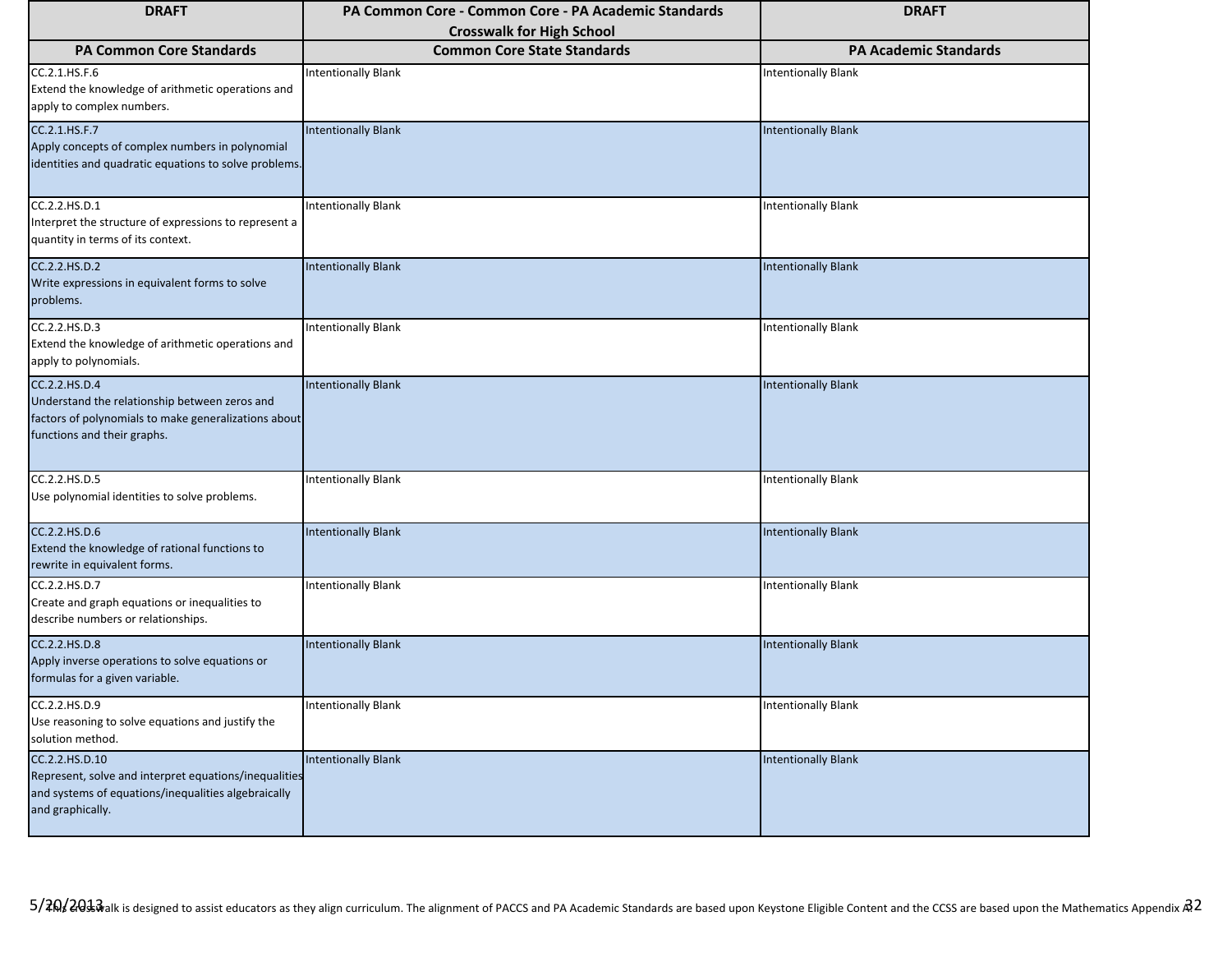| DRAFT | PA Common Core - Common Core - PA Academic Standards Crosswalk for High School | DRAFT |
|---|---|---|
| **PA Common Core Standards** | **Common Core State Standards** | **PA Academic Standards** |
| CC.2.1.HS.F.6 Extend the knowledge of arithmetic operations and apply to complex numbers. | Intentionally Blank | Intentionally Blank |
| CC.2.1.HS.F.7 Apply concepts of complex numbers in polynomial identities and quadratic equations to solve problems. | Intentionally Blank | Intentionally Blank |
| CC.2.2.HS.D.1 Interpret the structure of expressions to represent a quantity in terms of its context. | Intentionally Blank | Intentionally Blank |
| CC.2.2.HS.D.2 Write expressions in equivalent forms to solve problems. | Intentionally Blank | Intentionally Blank |
| CC.2.2.HS.D.3 Extend the knowledge of arithmetic operations and apply to polynomials. | Intentionally Blank | Intentionally Blank |
| CC.2.2.HS.D.4 Understand the relationship between zeros and factors of polynomials to make generalizations about functions and their graphs. | Intentionally Blank | Intentionally Blank |
| CC.2.2.HS.D.5 Use polynomial identities to solve problems. | Intentionally Blank | Intentionally Blank |
| CC.2.2.HS.D.6 Extend the knowledge of rational functions to rewrite in equivalent forms. | Intentionally Blank | Intentionally Blank |
| CC.2.2.HS.D.7 Create and graph equations or inequalities to describe numbers or relationships. | Intentionally Blank | Intentionally Blank |
| CC.2.2.HS.D.8 Apply inverse operations to solve equations or formulas for a given variable. | Intentionally Blank | Intentionally Blank |
| CC.2.2.HS.D.9 Use reasoning to solve equations and justify the solution method. | Intentionally Blank | Intentionally Blank |
| CC.2.2.HS.D.10 Represent, solve and interpret equations/inequalities and systems of equations/inequalities algebraically and graphically. | Intentionally Blank | Intentionally Blank |

This crosswalk is designed to assist educators as they align curriculum. The alignment of PACCS and PA Academic Standards are based upon Keystone Eligible Content and the CCSS are based upon the Mathematics Appendix A.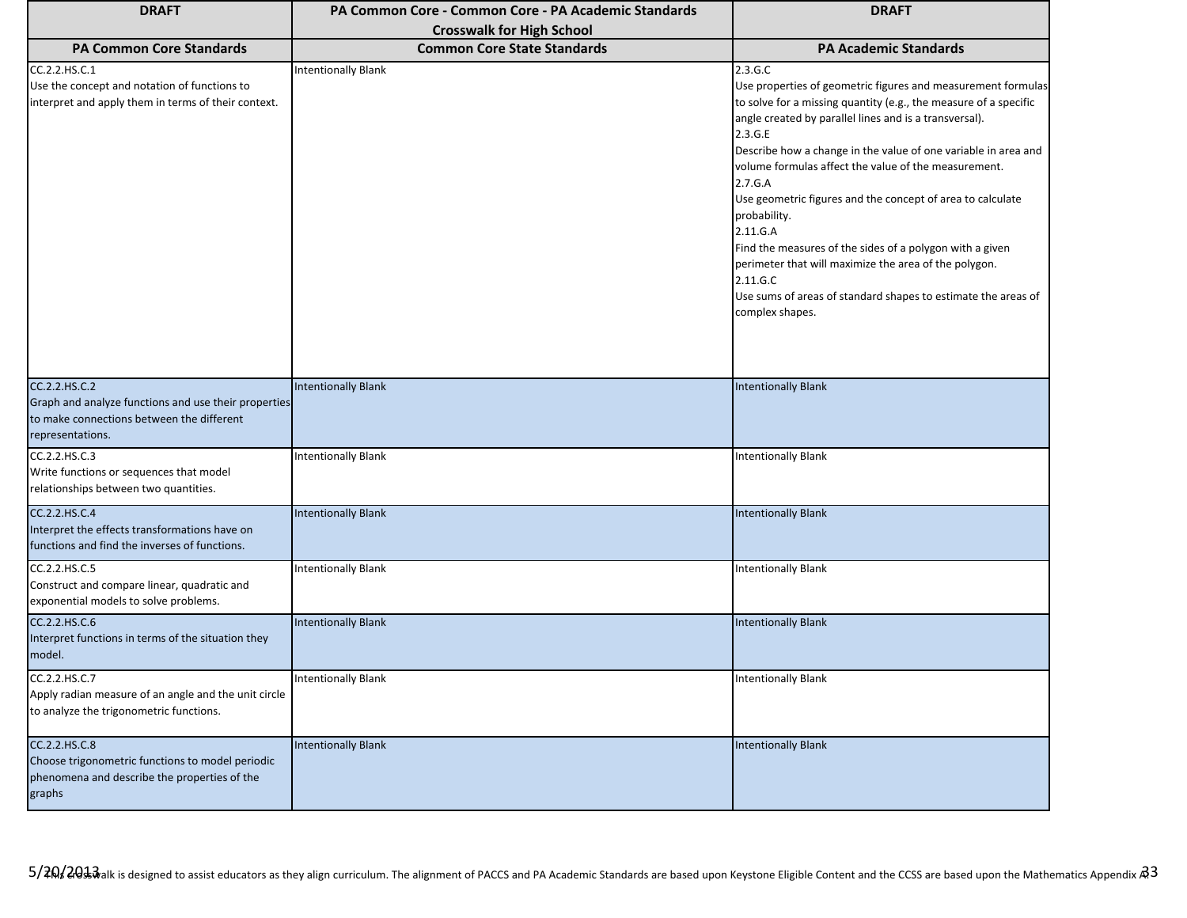| DRAFT | PA Common Core - Common Core - PA Academic Standards Crosswalk for High School | DRAFT |
|---|---|---|
| **PA Common Core Standards** | **Common Core State Standards** | **PA Academic Standards** |
| CC.2.2.HS.C.1<br>Use the concept and notation of functions to interpret and apply them in terms of their context. | Intentionally Blank | 2.3.G.C<br>Use properties of geometric figures and measurement formulas to solve for a missing quantity (e.g., the measure of a specific angle created by parallel lines and is a transversal).<br>2.3.G.E<br>Describe how a change in the value of one variable in area and volume formulas affect the value of the measurement.<br>2.7.G.A<br>Use geometric figures and the concept of area to calculate probability.<br>2.11.G.A<br>Find the measures of the sides of a polygon with a given perimeter that will maximize the area of the polygon.<br>2.11.G.C<br>Use sums of areas of standard shapes to estimate the areas of complex shapes. |
| CC.2.2.HS.C.2<br>Graph and analyze functions and use their properties to make connections between the different representations. | Intentionally Blank | Intentionally Blank |
| CC.2.2.HS.C.3<br>Write functions or sequences that model relationships between two quantities. | Intentionally Blank | Intentionally Blank |
| CC.2.2.HS.C.4<br>Interpret the effects transformations have on functions and find the inverses of functions. | Intentionally Blank | Intentionally Blank |
| CC.2.2.HS.C.5<br>Construct and compare linear, quadratic and exponential models to solve problems. | Intentionally Blank | Intentionally Blank |
| CC.2.2.HS.C.6<br>Interpret functions in terms of the situation they model. | Intentionally Blank | Intentionally Blank |
| CC.2.2.HS.C.7<br>Apply radian measure of an angle and the unit circle to analyze the trigonometric functions. | Intentionally Blank | Intentionally Blank |
| CC.2.2.HS.C.8<br>Choose trigonometric functions to model periodic phenomena and describe the properties of the graphs | Intentionally Blank | Intentionally Blank |

This crosswalk is designed to assist educators as they align curriculum. The alignment of PACCS and PA Academic Standards are based upon Keystone Eligible Content and the CCSS are based upon the Mathematics Appendix A.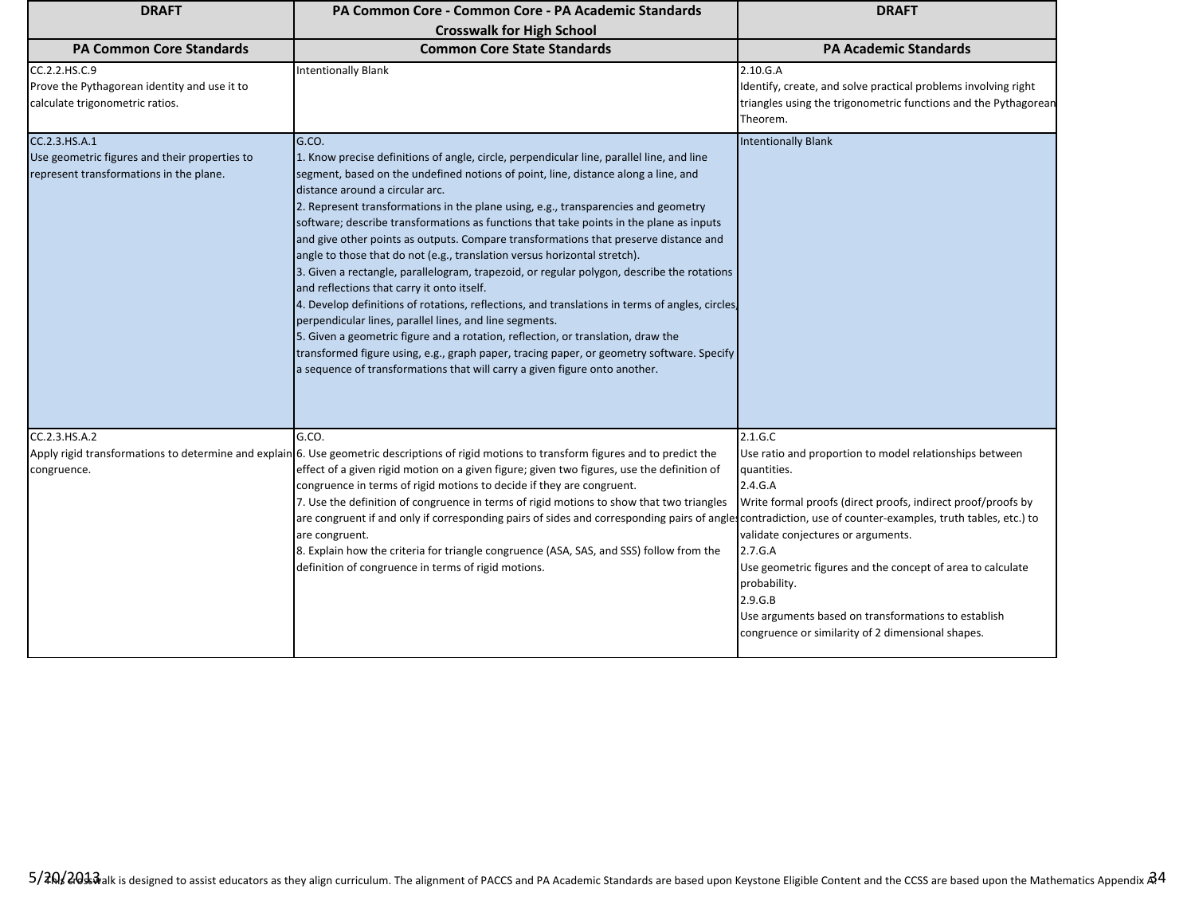| DRAFT | PA Common Core - Common Core - PA Academic Standards Crosswalk for High School | DRAFT |
|---|---|---|
| **PA Common Core Standards** | **Common Core State Standards** | **PA Academic Standards** |
| CC.2.2.HS.C.9<br>Prove the Pythagorean identity and use it to calculate trigonometric ratios. | Intentionally Blank | 2.10.G.A<br>Identify, create, and solve practical problems involving right triangles using the trigonometric functions and the Pythagorean Theorem. |
| CC.2.3.HS.A.1<br>Use geometric figures and their properties to represent transformations in the plane. | G.CO.<br>1. Know precise definitions of angle, circle, perpendicular line, parallel line, and line segment, based on the undefined notions of point, line, distance along a line, and distance around a circular arc.<br>2. Represent transformations in the plane using, e.g., transparencies and geometry software; describe transformations as functions that take points in the plane as inputs and give other points as outputs. Compare transformations that preserve distance and angle to those that do not (e.g., translation versus horizontal stretch).<br>3. Given a rectangle, parallelogram, trapezoid, or regular polygon, describe the rotations and reflections that carry it onto itself.<br>4. Develop definitions of rotations, reflections, and translations in terms of angles, circles, perpendicular lines, parallel lines, and line segments.<br>5. Given a geometric figure and a rotation, reflection, or translation, draw the transformed figure using, e.g., graph paper, tracing paper, or geometry software. Specify a sequence of transformations that will carry a given figure onto another. | Intentionally Blank |
| CC.2.3.HS.A.2<br>Apply rigid transformations to determine and explain congruence. | G.CO.<br>6. Use geometric descriptions of rigid motions to transform figures and to predict the effect of a given rigid motion on a given figure; given two figures, use the definition of congruence in terms of rigid motions to decide if they are congruent.<br>7. Use the definition of congruence in terms of rigid motions to show that two triangles are congruent if and only if corresponding pairs of sides and corresponding pairs of angles are congruent.<br>8. Explain how the criteria for triangle congruence (ASA, SAS, and SSS) follow from the definition of congruence in terms of rigid motions. | 2.1.G.C<br>Use ratio and proportion to model relationships between quantities.<br>2.4.G.A<br>Write formal proofs (direct proofs, indirect proof/proofs by contradiction, use of counter-examples, truth tables, etc.) to validate conjectures or arguments.<br>2.7.G.A<br>Use geometric figures and the concept of area to calculate probability.<br>2.9.G.B<br>Use arguments based on transformations to establish congruence or similarity of 2 dimensional shapes. |

This crosswalk is designed to assist educators as they align curriculum. The alignment of PACCS and PA Academic Standards are based upon Keystone Eligible Content and the CCSS are based upon the Mathematics Appendix A.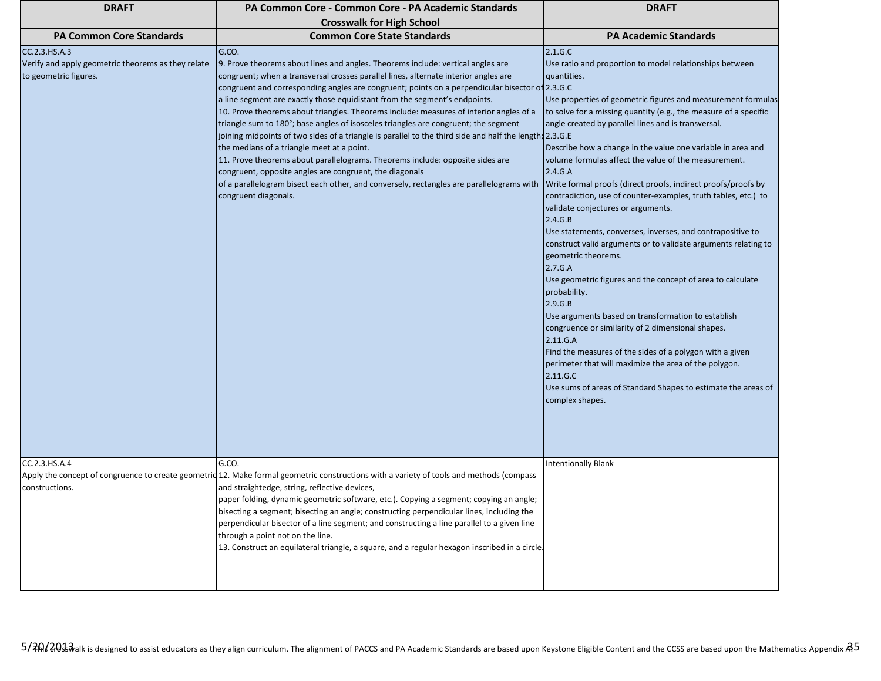| DRAFT | PA Common Core - Common Core - PA Academic Standards Crosswalk for High School | DRAFT |
|---|---|---|
| **PA Common Core Standards** | **Common Core State Standards** | **PA Academic Standards** |
| CC.2.3.HS.A.3<br>Verify and apply geometric theorems as they relate to geometric figures. | G.CO.<br>9. Prove theorems about lines and angles. Theorems include: vertical angles are congruent; when a transversal crosses parallel lines, alternate interior angles are congruent and corresponding angles are congruent; points on a perpendicular bisector of a line segment are exactly those equidistant from the segment's endpoints.<br>10. Prove theorems about triangles. Theorems include: measures of interior angles of a triangle sum to 180°; base angles of isosceles triangles are congruent; the segment joining midpoints of two sides of a triangle is parallel to the third side and half the length; the medians of a triangle meet at a point.<br>11. Prove theorems about parallelograms. Theorems include: opposite sides are congruent, opposite angles are congruent, the diagonals of a parallelogram bisect each other, and conversely, rectangles are parallelograms with congruent diagonals. | 2.1.G.C<br>Use ratio and proportion to model relationships between quantities.<br>2.3.G.C<br>Use properties of geometric figures and measurement formulas to solve for a missing quantity (e.g., the measure of a specific angle created by parallel lines and is transversal.<br>2.3.G.E<br>Describe how a change in the value one variable in area and volume formulas affect the value of the measurement.<br>2.4.G.A<br>Write formal proofs (direct proofs, indirect proofs/proofs by contradiction, use of counter-examples, truth tables, etc.) to validate conjectures or arguments.<br>2.4.G.B<br>Use statements, converses, inverses, and contrapositive to construct valid arguments or to validate arguments relating to geometric theorems.<br>2.7.G.A<br>Use geometric figures and the concept of area to calculate probability.<br>2.9.G.B<br>Use arguments based on transformation to establish congruence or similarity of 2 dimensional shapes.<br>2.11.G.A<br>Find the measures of the sides of a polygon with a given perimeter that will maximize the area of the polygon.<br>2.11.G.C<br>Use sums of areas of Standard Shapes to estimate the areas of complex shapes. |
| CC.2.3.HS.A.4<br>Apply the concept of congruence to create geometric constructions. | G.CO.<br>12. Make formal geometric constructions with a variety of tools and methods (compass and straightedge, string, reflective devices, paper folding, dynamic geometric software, etc.). Copying a segment; copying an angle; bisecting a segment; bisecting an angle; constructing perpendicular lines, including the perpendicular bisector of a line segment; and constructing a line parallel to a given line through a point not on the line.<br>13. Construct an equilateral triangle, a square, and a regular hexagon inscribed in a circle. | Intentionally Blank |

This crosswalk is designed to assist educators as they align curriculum. The alignment of PACCS and PA Academic Standards are based upon Keystone Eligible Content and the CCSS are based upon the Mathematics Appendix A.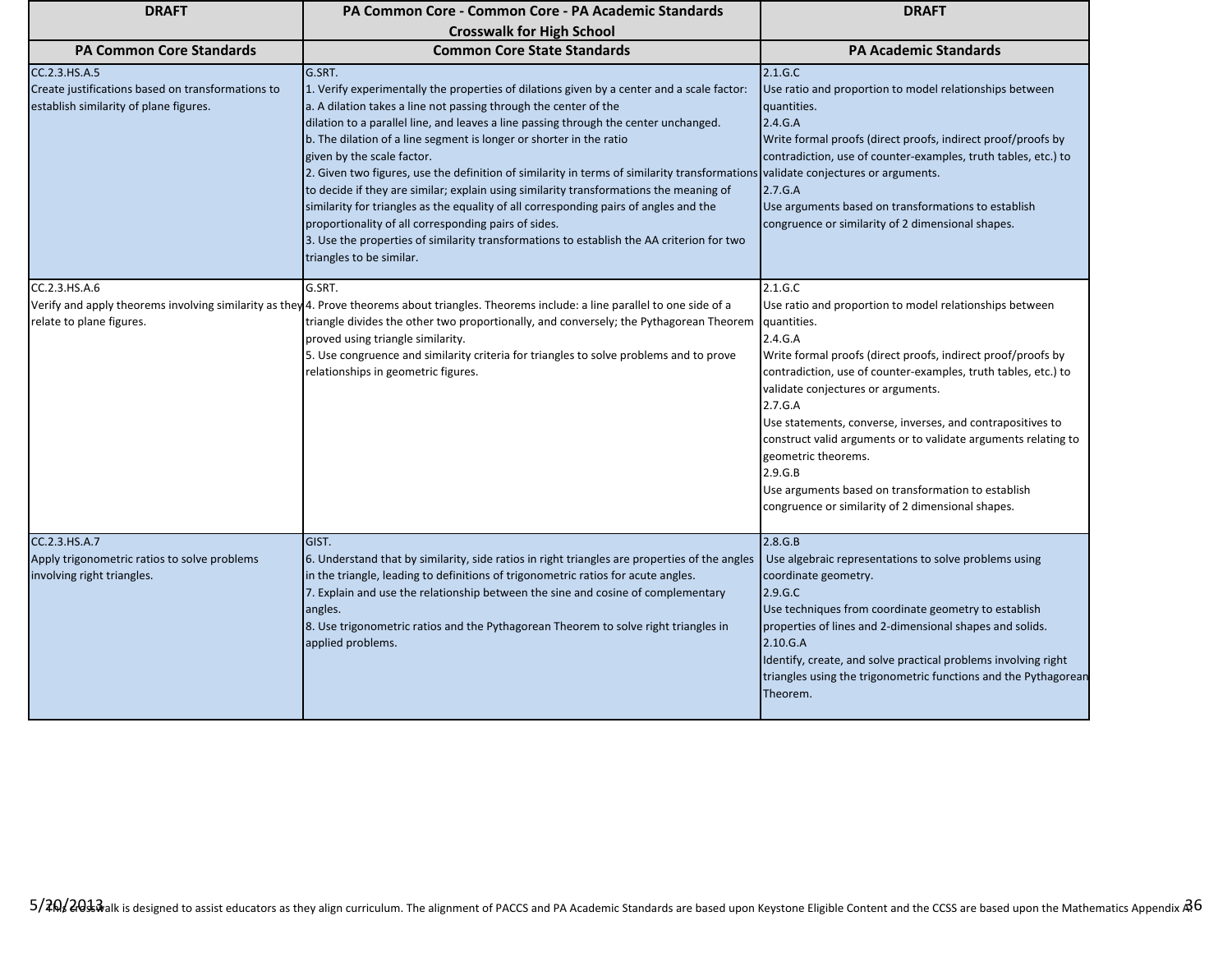| DRAFT | PA Common Core - Common Core - PA Academic Standards Crosswalk for High School | DRAFT |
|---|---|---|
| **PA Common Core Standards** | **Common Core State Standards** | **PA Academic Standards** |
| CC.2.3.HS.A.5<br>Create justifications based on transformations to establish similarity of plane figures. | G.SRT.<br>1. Verify experimentally the properties of dilations given by a center and a scale factor:<br>a. A dilation takes a line not passing through the center of the dilation to a parallel line, and leaves a line passing through the center unchanged.<br>b. The dilation of a line segment is longer or shorter in the ratio given by the scale factor.<br>2. Given two figures, use the definition of similarity in terms of similarity transformations to decide if they are similar; explain using similarity transformations the meaning of similarity for triangles as the equality of all corresponding pairs of angles and the proportionality of all corresponding pairs of sides.<br>3. Use the properties of similarity transformations to establish the AA criterion for two triangles to be similar. | 2.1.G.C<br>Use ratio and proportion to model relationships between quantities.<br>2.4.G.A<br>Write formal proofs (direct proofs, indirect proof/proofs by contradiction, use of counter-examples, truth tables, etc.) to validate conjectures or arguments.<br>2.7.G.A<br>Use arguments based on transformations to establish congruence or similarity of 2 dimensional shapes. |
| CC.2.3.HS.A.6<br>Verify and apply theorems involving similarity as they relate to plane figures. | G.SRT.<br>4. Prove theorems about triangles. Theorems include: a line parallel to one side of a triangle divides the other two proportionally, and conversely; the Pythagorean Theorem proved using triangle similarity.<br>5. Use congruence and similarity criteria for triangles to solve problems and to prove relationships in geometric figures. | 2.1.G.C<br>Use ratio and proportion to model relationships between quantities.<br>2.4.G.A<br>Write formal proofs (direct proofs, indirect proof/proofs by contradiction, use of counter-examples, truth tables, etc.) to validate conjectures or arguments.<br>2.7.G.A<br>Use statements, converse, inverses, and contrapositives to construct valid arguments or to validate arguments relating to geometric theorems.<br>2.9.G.B<br>Use arguments based on transformation to establish congruence or similarity of 2 dimensional shapes. |
| CC.2.3.HS.A.7<br>Apply trigonometric ratios to solve problems involving right triangles. | GIST.<br>6. Understand that by similarity, side ratios in right triangles are properties of the angles in the triangle, leading to definitions of trigonometric ratios for acute angles.<br>7. Explain and use the relationship between the sine and cosine of complementary angles.<br>8. Use trigonometric ratios and the Pythagorean Theorem to solve right triangles in applied problems. | 2.8.G.B<br>Use algebraic representations to solve problems using coordinate geometry.<br>2.9.G.C<br>Use techniques from coordinate geometry to establish properties of lines and 2-dimensional shapes and solids.<br>2.10.G.A<br>Identify, create, and solve practical problems involving right triangles using the trigonometric functions and the Pythagorean Theorem. |

5/20/2013

This crosswalk is designed to assist educators as they align curriculum. The alignment of PACCS and PA Academic Standards are based upon Keystone Eligible Content and the CCSS are based upon the Mathematics Appendix A.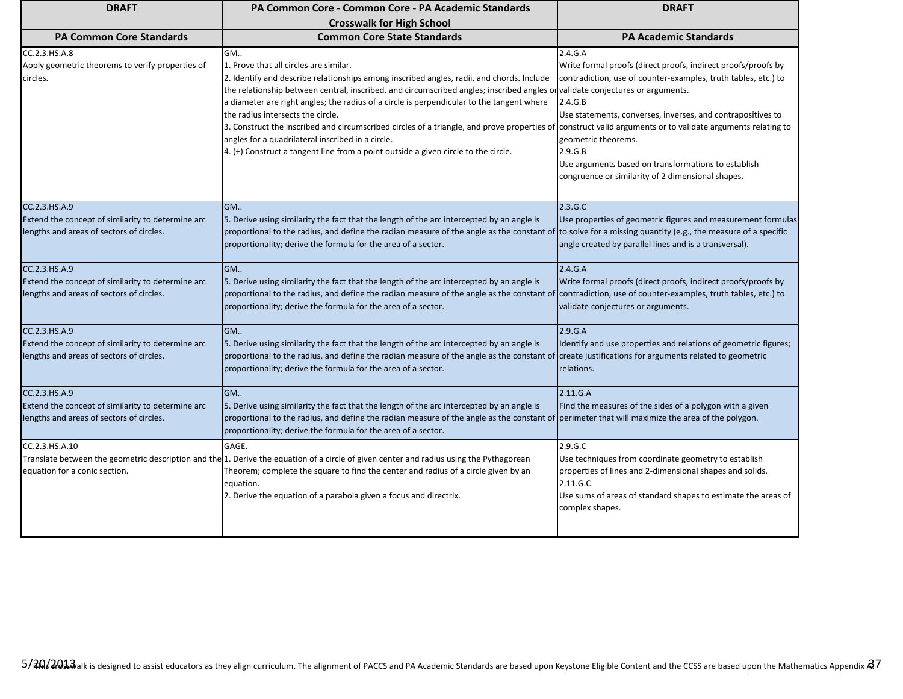| DRAFT | PA Common Core - Common Core - PA Academic Standards Crosswalk for High School | DRAFT |
|---|---|---|
| **PA Common Core Standards** | **Common Core State Standards** | **PA Academic Standards** |
| CC.2.3.HS.A.8<br>Apply geometric theorems to verify properties of circles. | GM..<br>1. Prove that all circles are similar.<br>2. Identify and describe relationships among inscribed angles, radii, and chords. Include the relationship between central, inscribed, and circumscribed angles; inscribed angles on a diameter are right angles; the radius of a circle is perpendicular to the tangent where the radius intersects the circle.<br>3. Construct the inscribed and circumscribed circles of a triangle, and prove properties of angles for a quadrilateral inscribed in a circle.<br>4. (+) Construct a tangent line from a point outside a given circle to the circle. | 2.4.G.A<br>Write formal proofs (direct proofs, indirect proofs/proofs by contradiction, use of counter-examples, truth tables, etc.) to validate conjectures or arguments.<br>2.4.G.B<br>Use statements, converses, inverses, and contrapositives to construct valid arguments or to validate arguments relating to geometric theorems.<br>2.9.G.B<br>Use arguments based on transformations to establish congruence or similarity of 2 dimensional shapes. |
| CC.2.3.HS.A.9<br>Extend the concept of similarity to determine arc lengths and areas of sectors of circles. | GM..<br>5. Derive using similarity the fact that the length of the arc intercepted by an angle is proportional to the radius, and define the radian measure of the angle as the constant of proportionality; derive the formula for the area of a sector. | 2.3.G.C<br>Use properties of geometric figures and measurement formulas to solve for a missing quantity (e.g., the measure of a specific angle created by parallel lines and is a transversal). |
| CC.2.3.HS.A.9<br>Extend the concept of similarity to determine arc lengths and areas of sectors of circles. | GM..<br>5. Derive using similarity the fact that the length of the arc intercepted by an angle is proportional to the radius, and define the radian measure of the angle as the constant of proportionality; derive the formula for the area of a sector. | 2.4.G.A<br>Write formal proofs (direct proofs, indirect proofs/proofs by contradiction, use of counter-examples, truth tables, etc.) to validate conjectures or arguments. |
| CC.2.3.HS.A.9<br>Extend the concept of similarity to determine arc lengths and areas of sectors of circles. | GM..<br>5. Derive using similarity the fact that the length of the arc intercepted by an angle is proportional to the radius, and define the radian measure of the angle as the constant of proportionality; derive the formula for the area of a sector. | 2.9.G.A<br>Identify and use properties and relations of geometric figures; create justifications for arguments related to geometric relations. |
| CC.2.3.HS.A.9<br>Extend the concept of similarity to determine arc lengths and areas of sectors of circles. | GM..<br>5. Derive using similarity the fact that the length of the arc intercepted by an angle is proportional to the radius, and define the radian measure of the angle as the constant of proportionality; derive the formula for the area of a sector. | 2.11.G.A<br>Find the measures of the sides of a polygon with a given perimeter that will maximize the area of the polygon. |
| CC.2.3.HS.A.10<br>Translate between the geometric description and the equation for a conic section. | GAGE.<br>1. Derive the equation of a circle of given center and radius using the Pythagorean Theorem; complete the square to find the center and radius of a circle given by an equation.<br>2. Derive the equation of a parabola given a focus and directrix. | 2.9.G.C<br>Use techniques from coordinate geometry to establish properties of lines and 2-dimensional shapes and solids.<br>2.11.G.C<br>Use sums of areas of standard shapes to estimate the areas of complex shapes. |

This crosswalk is designed to assist educators as they align curriculum. The alignment of PACCS and PA Academic Standards are based upon Keystone Eligible Content and the CCSS are based upon the Mathematics Appendix A.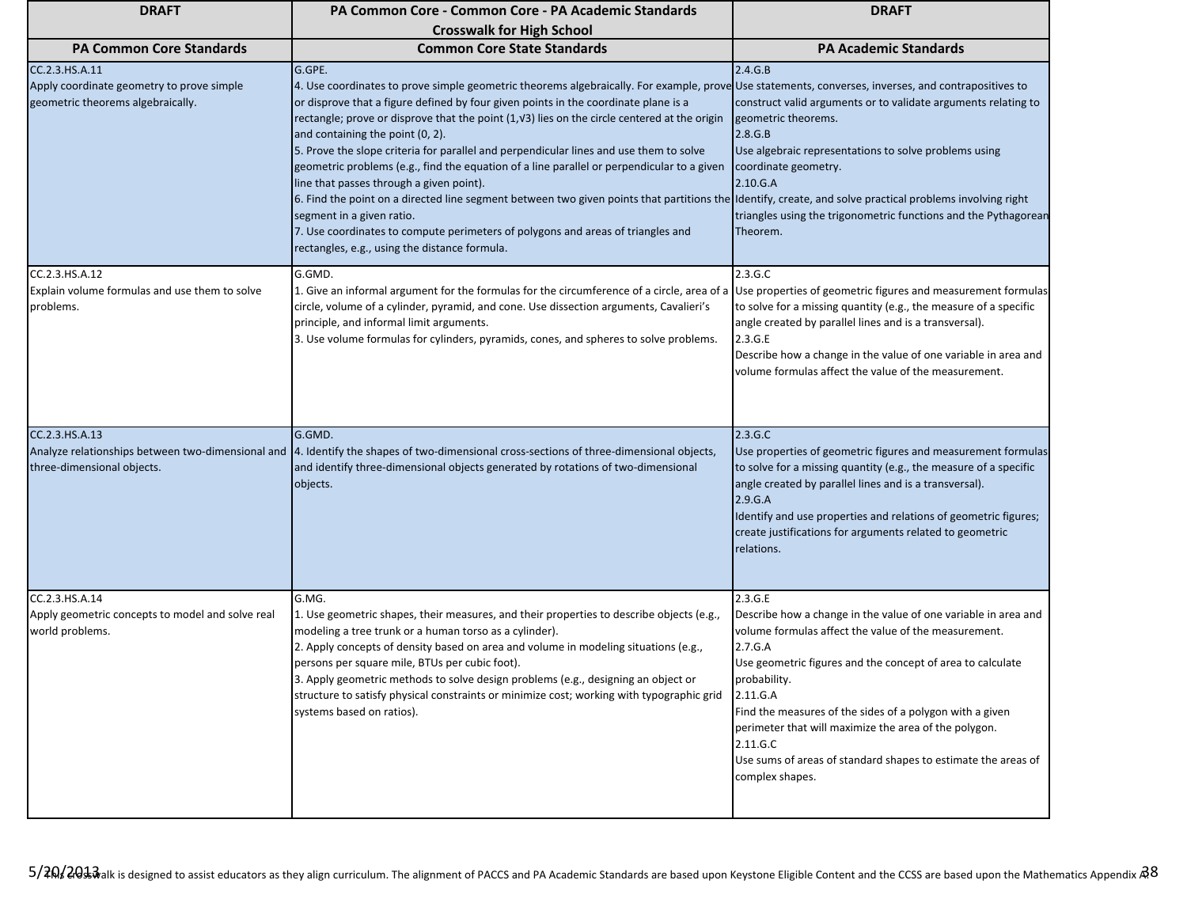| DRAFT | PA Common Core - Common Core - PA Academic Standards Crosswalk for High School | DRAFT |
|---|---|---|
| **PA Common Core Standards** | **Common Core State Standards** | **PA Academic Standards** |
| CC.2.3.HS.A.11<br>Apply coordinate geometry to prove simple geometric theorems algebraically. | G.GPE.<br>4. Use coordinates to prove simple geometric theorems algebraically. For example, prove or disprove that a figure defined by four given points in the coordinate plane is a rectangle; prove or disprove that the point (1,√3) lies on the circle centered at the origin and containing the point (0, 2).<br>5. Prove the slope criteria for parallel and perpendicular lines and use them to solve geometric problems (e.g., find the equation of a line parallel or perpendicular to a given line that passes through a given point).<br>6. Find the point on a directed line segment between two given points that partitions the segment in a given ratio.<br>7. Use coordinates to compute perimeters of polygons and areas of triangles and rectangles, e.g., using the distance formula. | 2.4.G.B<br>Use statements, converses, inverses, and contrapositives to construct valid arguments or to validate arguments relating to geometric theorems.<br>2.8.G.B<br>Use algebraic representations to solve problems using coordinate geometry.<br>2.10.G.A<br>Identify, create, and solve practical problems involving right triangles using the trigonometric functions and the Pythagorean Theorem. |
| CC.2.3.HS.A.12<br>Explain volume formulas and use them to solve problems. | G.GMD.<br>1. Give an informal argument for the formulas for the circumference of a circle, area of a circle, volume of a cylinder, pyramid, and cone. Use dissection arguments, Cavalieri's principle, and informal limit arguments.<br>3. Use volume formulas for cylinders, pyramids, cones, and spheres to solve problems. | 2.3.G.C<br>Use properties of geometric figures and measurement formulas to solve for a missing quantity (e.g., the measure of a specific angle created by parallel lines and is a transversal).<br>2.3.G.E<br>Describe how a change in the value of one variable in area and volume formulas affect the value of the measurement. |
| CC.2.3.HS.A.13<br>Analyze relationships between two-dimensional and three-dimensional objects. | G.GMD.<br>4. Identify the shapes of two-dimensional cross-sections of three-dimensional objects, and identify three-dimensional objects generated by rotations of two-dimensional objects. | 2.3.G.C<br>Use properties of geometric figures and measurement formulas to solve for a missing quantity (e.g., the measure of a specific angle created by parallel lines and is a transversal).<br>2.9.G.A<br>Identify and use properties and relations of geometric figures; create justifications for arguments related to geometric relations. |
| CC.2.3.HS.A.14<br>Apply geometric concepts to model and solve real world problems. | G.MG.<br>1. Use geometric shapes, their measures, and their properties to describe objects (e.g., modeling a tree trunk or a human torso as a cylinder).<br>2. Apply concepts of density based on area and volume in modeling situations (e.g., persons per square mile, BTUs per cubic foot).<br>3. Apply geometric methods to solve design problems (e.g., designing an object or structure to satisfy physical constraints or minimize cost; working with typographic grid systems based on ratios). | 2.3.G.E<br>Describe how a change in the value of one variable in area and volume formulas affect the value of the measurement.<br>2.7.G.A<br>Use geometric figures and the concept of area to calculate probability.<br>2.11.G.A<br>Find the measures of the sides of a polygon with a given perimeter that will maximize the area of the polygon.<br>2.11.G.C<br>Use sums of areas of standard shapes to estimate the areas of complex shapes. |

This crosswalk is designed to assist educators as they align curriculum. The alignment of PACCS and PA Academic Standards are based upon Keystone Eligible Content and the CCSS are based upon the Mathematics Appendix A.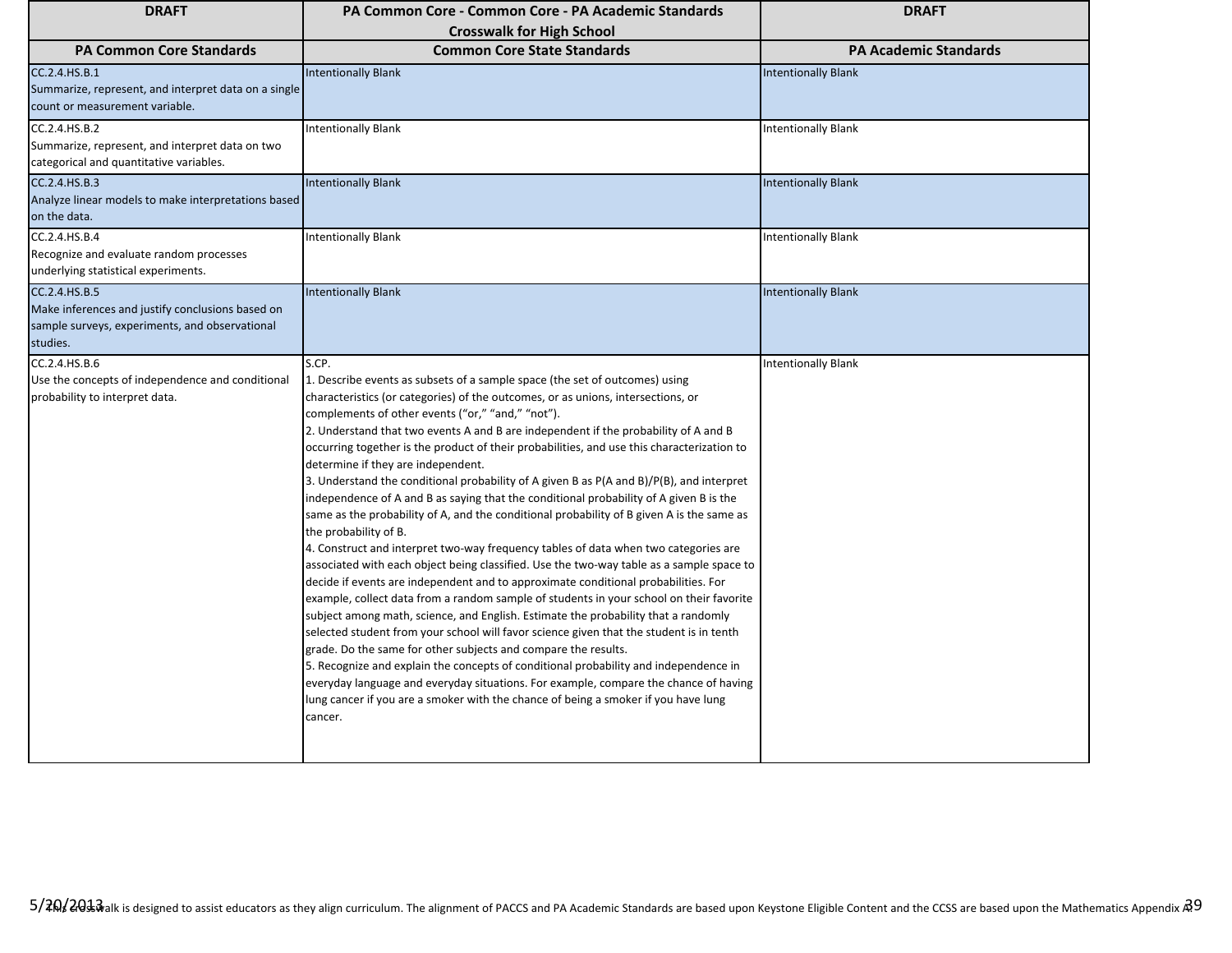| DRAFT | PA Common Core - Common Core - PA Academic Standards Crosswalk for High School | DRAFT |
|---|---|---|
| **PA Common Core Standards** | **Common Core State Standards** | **PA Academic Standards** |
| CC.2.4.HS.B.1<br>Summarize, represent, and interpret data on a single count or measurement variable. | Intentionally Blank | Intentionally Blank |
| CC.2.4.HS.B.2<br>Summarize, represent, and interpret data on two categorical and quantitative variables. | Intentionally Blank | Intentionally Blank |
| CC.2.4.HS.B.3<br>Analyze linear models to make interpretations based on the data. | Intentionally Blank | Intentionally Blank |
| CC.2.4.HS.B.4<br>Recognize and evaluate random processes underlying statistical experiments. | Intentionally Blank | Intentionally Blank |
| CC.2.4.HS.B.5<br>Make inferences and justify conclusions based on sample surveys, experiments, and observational studies. | Intentionally Blank | Intentionally Blank |
| CC.2.4.HS.B.6<br>Use the concepts of independence and conditional probability to interpret data. | S.CP.<br>1. Describe events as subsets of a sample space (the set of outcomes) using characteristics (or categories) of the outcomes, or as unions, intersections, or complements of other events ("or," "and," "not").<br>2. Understand that two events A and B are independent if the probability of A and B occurring together is the product of their probabilities, and use this characterization to determine if they are independent.<br>3. Understand the conditional probability of A given B as P(A and B)/P(B), and interpret independence of A and B as saying that the conditional probability of A given B is the same as the probability of A, and the conditional probability of B given A is the same as the probability of B.<br>4. Construct and interpret two-way frequency tables of data when two categories are associated with each object being classified. Use the two-way table as a sample space to decide if events are independent and to approximate conditional probabilities. For example, collect data from a random sample of students in your school on their favorite subject among math, science, and English. Estimate the probability that a randomly selected student from your school will favor science given that the student is in tenth grade. Do the same for other subjects and compare the results.<br>5. Recognize and explain the concepts of conditional probability and independence in everyday language and everyday situations. For example, compare the chance of having lung cancer if you are a smoker with the chance of being a smoker if you have lung cancer. | Intentionally Blank |

This crosswalk is designed to assist educators as they align curriculum. The alignment of PACCS and PA Academic Standards are based upon Keystone Eligible Content and the CCSS are based upon the Mathematics Appendix A.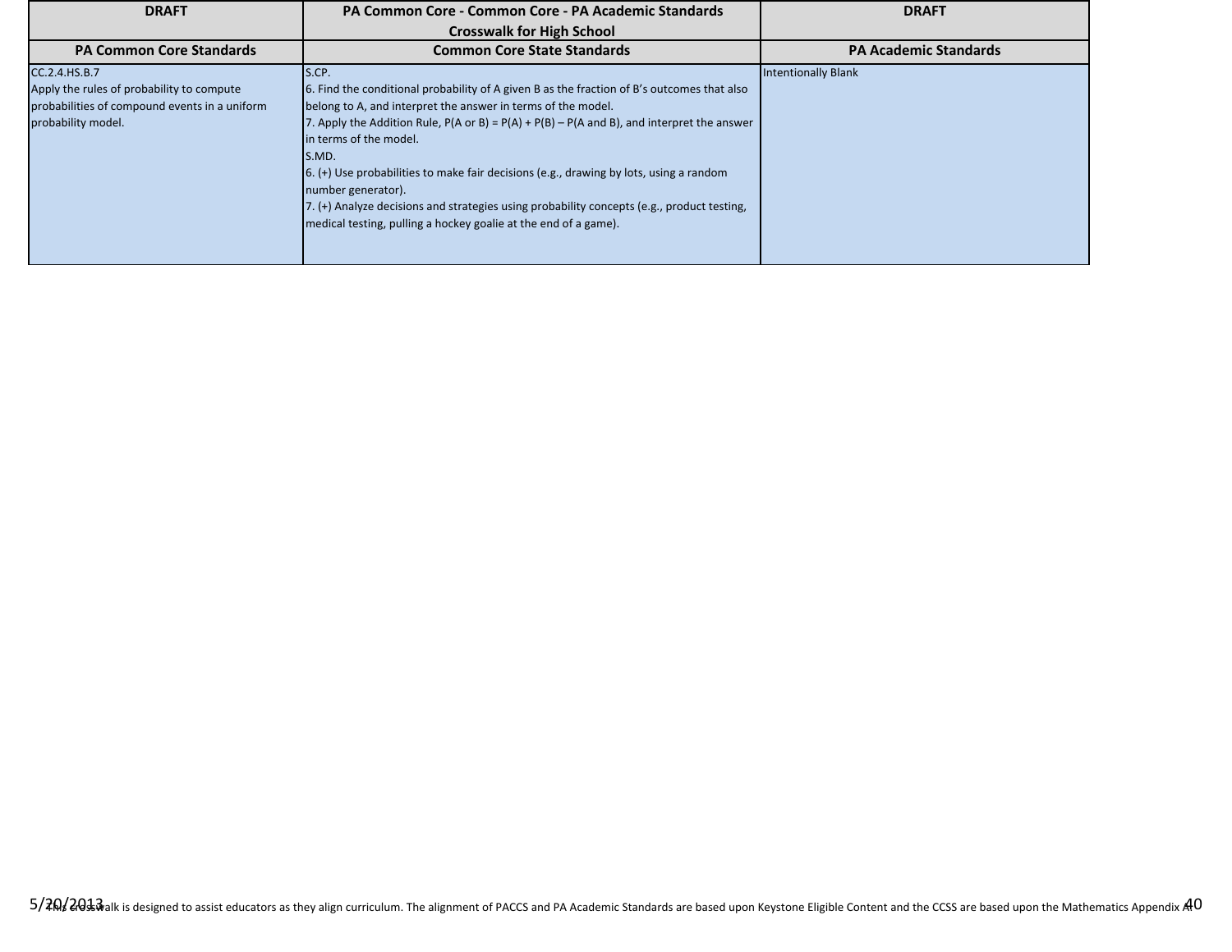| DRAFT | PA Common Core - Common Core - PA Academic Standards Crosswalk for High School | DRAFT |
|---|---|---|
| **PA Common Core Standards** | **Common Core State Standards** | **PA Academic Standards** |
| CC.2.4.HS.B.7<br>Apply the rules of probability to compute probabilities of compound events in a uniform probability model. | S.CP.<br>6. Find the conditional probability of A given B as the fraction of B's outcomes that also belong to A, and interpret the answer in terms of the model.<br>7. Apply the Addition Rule, P(A or B) = P(A) + P(B) – P(A and B), and interpret the answer in terms of the model.<br>S.MD.<br>6. (+) Use probabilities to make fair decisions (e.g., drawing by lots, using a random number generator).<br>7. (+) Analyze decisions and strategies using probability concepts (e.g., product testing, medical testing, pulling a hockey goalie at the end of a game). | Intentionally Blank |

5/20/2013

This crosswalk is designed to assist educators as they align curriculum. The alignment of PACCS and PA Academic Standards are based upon Keystone Eligible Content and the CCSS are based upon the Mathematics Appendix A.